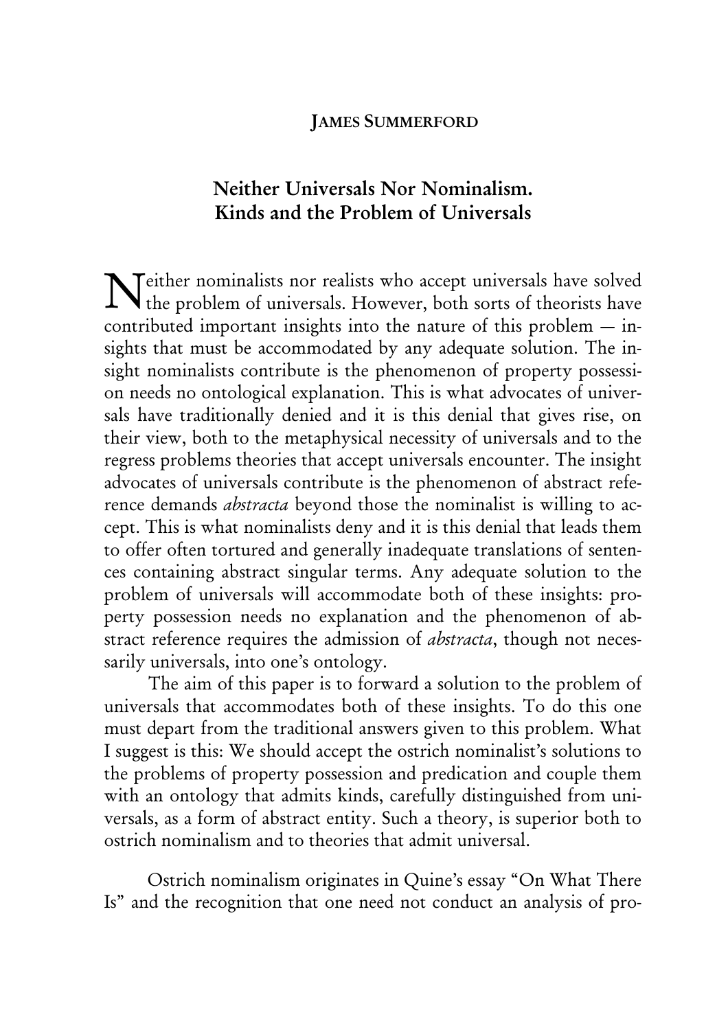JAMES SUMMERFORD

# Neither Universals Nor Nominalism. Kinds and the Problem of Universals

Neither nominalists nor realists who accept universals have solved the problem of universals. However, both sorts of theorists have contributed important insights into the nature of this problem — insights that must be accommodated by any adequate solution. The insight nominalists contribute is the phenomenon of property possession needs no ontological explanation. This is what advocates of universals have traditionally denied and it is this denial that gives rise, on their view, both to the metaphysical necessity of universals and to the regress problems theories that accept universals encounter. The insight advocates of universals contribute is the phenomenon of abstract reference demands *abstracta* beyond those the nominalist is willing to accept. This is what nominalists deny and it is this denial that leads them to offer often tortured and generally inadequate translations of sentences containing abstract singular terms. Any adequate solution to the problem of universals will accommodate both of these insights: property possession needs no explanation and the phenomenon of abstract reference requires the admission of *abstracta*, though not necessarily universals, into one's ontology.

The aim of this paper is to forward a solution to the problem of universals that accommodates both of these insights. To do this one must depart from the traditional answers given to this problem. What I suggest is this: We should accept the ostrich nominalist's solutions to the problems of property possession and predication and couple them with an ontology that admits kinds, carefully distinguished from universals, as a form of abstract entity. Such a theory, is superior both to ostrich nominalism and to theories that admit universal.

Ostrich nominalism originates in Quine's essay "On What There Is" and the recognition that one need not conduct an analysis of pro-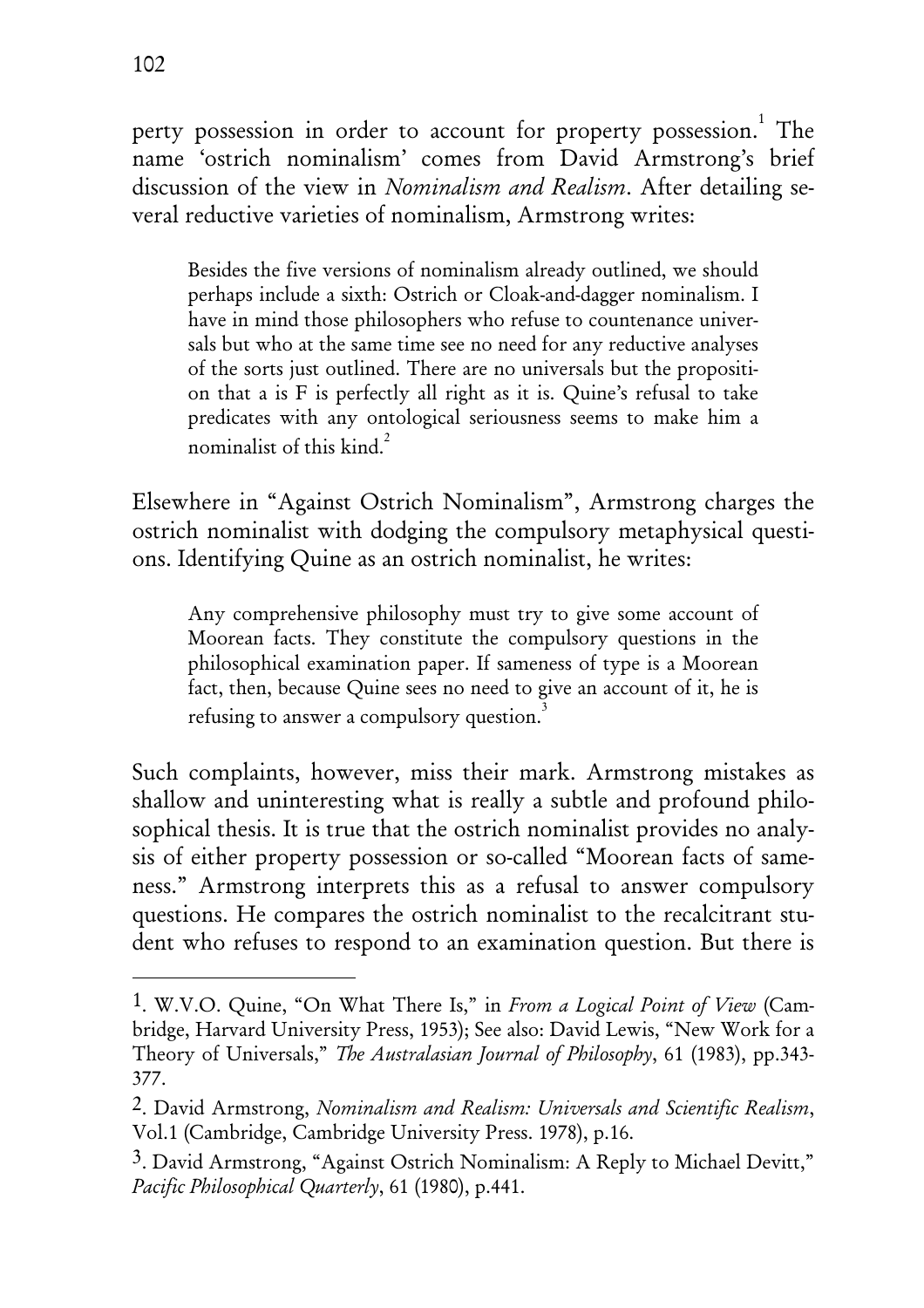perty possession in order to account for property possession.[1] The name 'ostrich nominalism' comes from David Armstrong's brief discussion of the view in *Nominalism and Realism*. After detailing several reductive varieties of nominalism, Armstrong writes:

> Besides the five versions of nominalism already outlined, we should perhaps include a sixth: Ostrich or Cloak-and-dagger nominalism. I have in mind those philosophers who refuse to countenance universals but who at the same time see no need for any reductive analyses of the sorts just outlined. There are no universals but the proposition that a is F is perfectly all right as it is. Quine's refusal to take predicates with any ontological seriousness seems to make him a nominalist of this kind.[2]

Elsewhere in "Against Ostrich Nominalism", Armstrong charges the ostrich nominalist with dodging the compulsory metaphysical questions. Identifying Quine as an ostrich nominalist, he writes:

> Any comprehensive philosophy must try to give some account of Moorean facts. They constitute the compulsory questions in the philosophical examination paper. If sameness of type is a Moorean fact, then, because Quine sees no need to give an account of it, he is refusing to answer a compulsory question.[3]

Such complaints, however, miss their mark. Armstrong mistakes as shallow and uninteresting what is really a subtle and profound philosophical thesis. It is true that the ostrich nominalist provides no analysis of either property possession or so-called "Moorean facts of sameness." Armstrong interprets this as a refusal to answer compulsory questions. He compares the ostrich nominalist to the recalcitrant student who refuses to respond to an examination question. But there is

---

1. W.V.O. Quine, "On What There Is," in *From a Logical Point of View* (Cambridge, Harvard University Press, 1953); See also: David Lewis, "New Work for a Theory of Universals," *The Australasian Journal of Philosophy*, 61 (1983), pp.343-377.

2. David Armstrong, *Nominalism and Realism: Universals and Scientific Realism*, Vol.1 (Cambridge, Cambridge University Press. 1978), p.16.

3. David Armstrong, "Against Ostrich Nominalism: A Reply to Michael Devitt," *Pacific Philosophical Quarterly*, 61 (1980), p.441.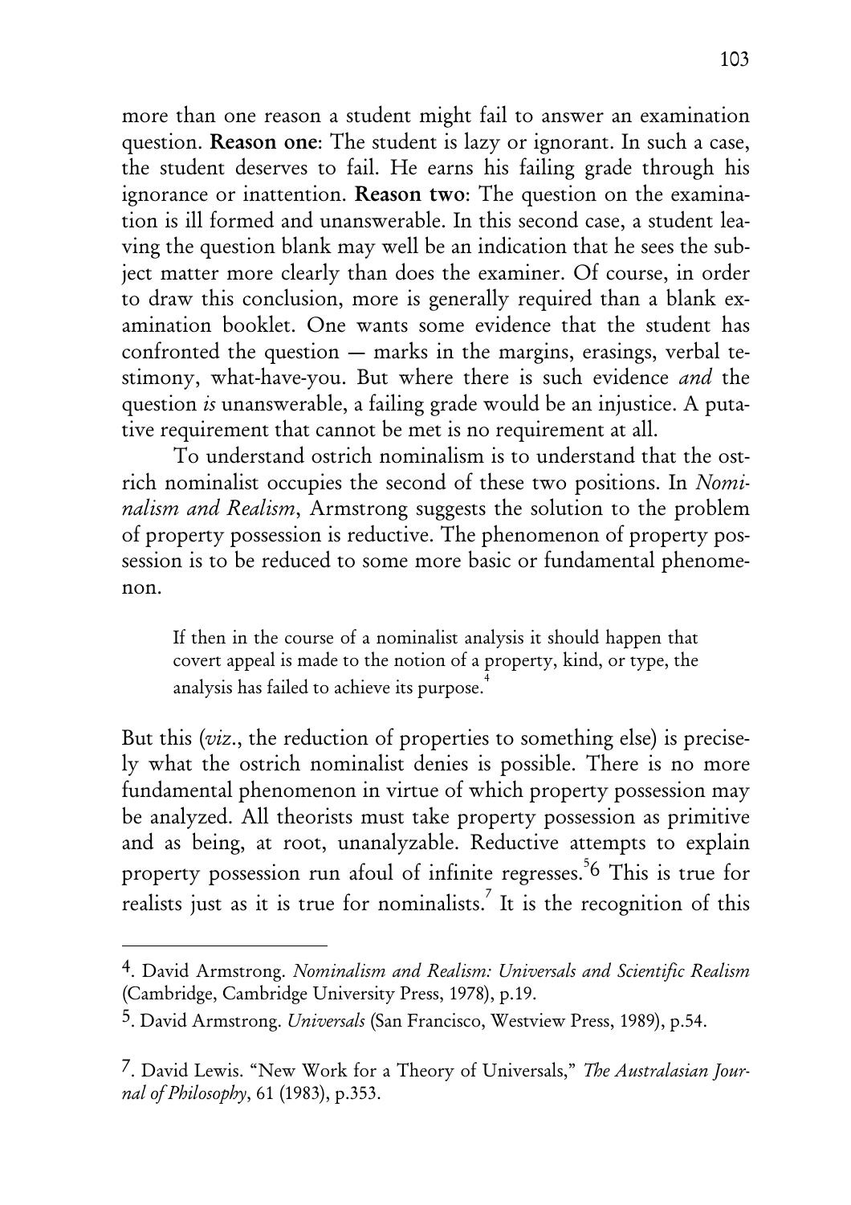more than one reason a student might fail to answer an examination question. **Reason one**: The student is lazy or ignorant. In such a case, the student deserves to fail. He earns his failing grade through his ignorance or inattention. **Reason two**: The question on the examination is ill formed and unanswerable. In this second case, a student leaving the question blank may well be an indication that he sees the subject matter more clearly than does the examiner. Of course, in order to draw this conclusion, more is generally required than a blank examination booklet. One wants some evidence that the student has confronted the question — marks in the margins, erasings, verbal testimony, what-have-you. But where there is such evidence *and* the question *is* unanswerable, a failing grade would be an injustice. A putative requirement that cannot be met is no requirement at all.

To understand ostrich nominalism is to understand that the ostrich nominalist occupies the second of these two positions. In *Nominalism and Realism*, Armstrong suggests the solution to the problem of property possession is reductive. The phenomenon of property possession is to be reduced to some more basic or fundamental phenomenon.

> If then in the course of a nominalist analysis it should happen that covert appeal is made to the notion of a property, kind, or type, the analysis has failed to achieve its purpose.[4]

But this (*viz*., the reduction of properties to something else) is precisely what the ostrich nominalist denies is possible. There is no more fundamental phenomenon in virtue of which property possession may be analyzed. All theorists must take property possession as primitive and as being, at root, unanalyzable. Reductive attempts to explain property possession run afoul of infinite regresses.[5]6 This is true for realists just as it is true for nominalists.[7] It is the recognition of this

---

4. David Armstrong. *Nominalism and Realism: Universals and Scientific Realism* (Cambridge, Cambridge University Press, 1978), p.19.

5. David Armstrong. *Universals* (San Francisco, Westview Press, 1989), p.54.

7. David Lewis. "New Work for a Theory of Universals," *The Australasian Journal of Philosophy*, 61 (1983), p.353.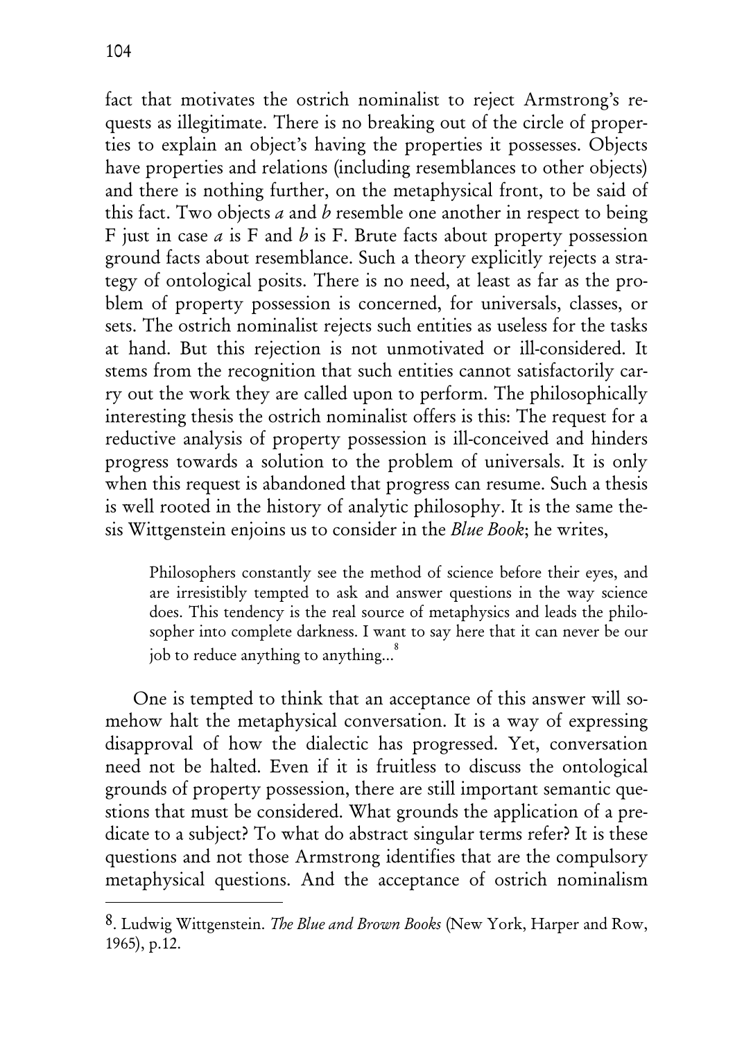fact that motivates the ostrich nominalist to reject Armstrong's requests as illegitimate. There is no breaking out of the circle of properties to explain an object's having the properties it possesses. Objects have properties and relations (including resemblances to other objects) and there is nothing further, on the metaphysical front, to be said of this fact. Two objects *a* and *b* resemble one another in respect to being F just in case *a* is F and *b* is F. Brute facts about property possession ground facts about resemblance. Such a theory explicitly rejects a strategy of ontological posits. There is no need, at least as far as the problem of property possession is concerned, for universals, classes, or sets. The ostrich nominalist rejects such entities as useless for the tasks at hand. But this rejection is not unmotivated or ill-considered. It stems from the recognition that such entities cannot satisfactorily carry out the work they are called upon to perform. The philosophically interesting thesis the ostrich nominalist offers is this: The request for a reductive analysis of property possession is ill-conceived and hinders progress towards a solution to the problem of universals. It is only when this request is abandoned that progress can resume. Such a thesis is well rooted in the history of analytic philosophy. It is the same thesis Wittgenstein enjoins us to consider in the *Blue Book*; he writes,

> Philosophers constantly see the method of science before their eyes, and are irresistibly tempted to ask and answer questions in the way science does. This tendency is the real source of metaphysics and leads the philosopher into complete darkness. I want to say here that it can never be our job to reduce anything to anything...[8]

One is tempted to think that an acceptance of this answer will somehow halt the metaphysical conversation. It is a way of expressing disapproval of how the dialectic has progressed. Yet, conversation need not be halted. Even if it is fruitless to discuss the ontological grounds of property possession, there are still important semantic questions that must be considered. What grounds the application of a predicate to a subject? To what do abstract singular terms refer? It is these questions and not those Armstrong identifies that are the compulsory metaphysical questions. And the acceptance of ostrich nominalism

---

8. Ludwig Wittgenstein. *The Blue and Brown Books* (New York, Harper and Row, 1965), p.12.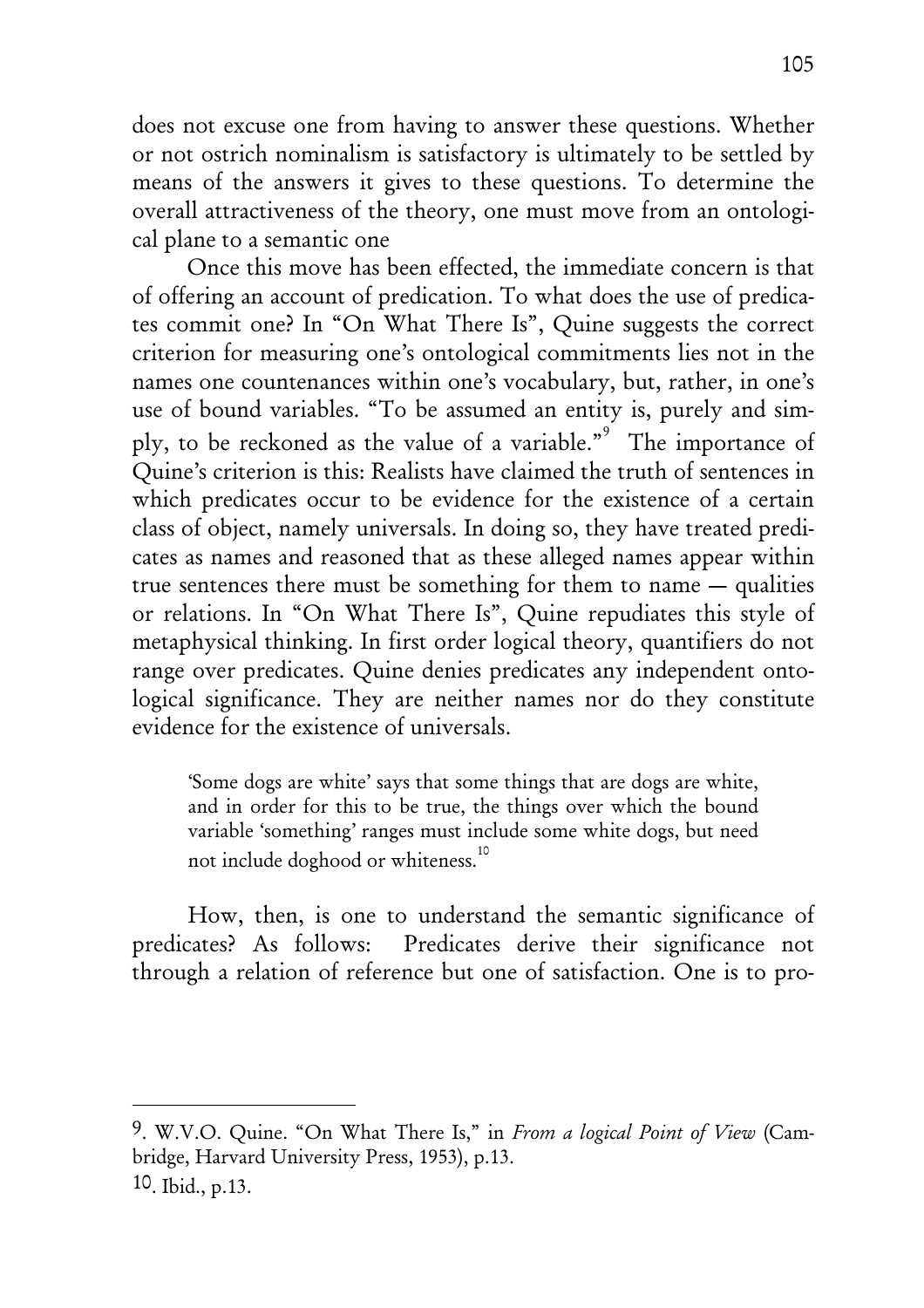does not excuse one from having to answer these questions. Whether or not ostrich nominalism is satisfactory is ultimately to be settled by means of the answers it gives to these questions. To determine the overall attractiveness of the theory, one must move from an ontological plane to a semantic one

Once this move has been effected, the immediate concern is that of offering an account of predication. To what does the use of predicates commit one? In "On What There Is", Quine suggests the correct criterion for measuring one's ontological commitments lies not in the names one countenances within one's vocabulary, but, rather, in one's use of bound variables. "To be assumed an entity is, purely and simply, to be reckoned as the value of a variable."[9] The importance of Quine's criterion is this: Realists have claimed the truth of sentences in which predicates occur to be evidence for the existence of a certain class of object, namely universals. In doing so, they have treated predicates as names and reasoned that as these alleged names appear within true sentences there must be something for them to name — qualities or relations. In "On What There Is", Quine repudiates this style of metaphysical thinking. In first order logical theory, quantifiers do not range over predicates. Quine denies predicates any independent ontological significance. They are neither names nor do they constitute evidence for the existence of universals.

> 'Some dogs are white' says that some things that are dogs are white, and in order for this to be true, the things over which the bound variable 'something' ranges must include some white dogs, but need not include doghood or whiteness.[10]

How, then, is one to understand the semantic significance of predicates? As follows: Predicates derive their significance not through a relation of reference but one of satisfaction. One is to pro-

---

9. W.V.O. Quine. "On What There Is," in *From a logical Point of View* (Cambridge, Harvard University Press, 1953), p.13.

10. Ibid., p.13.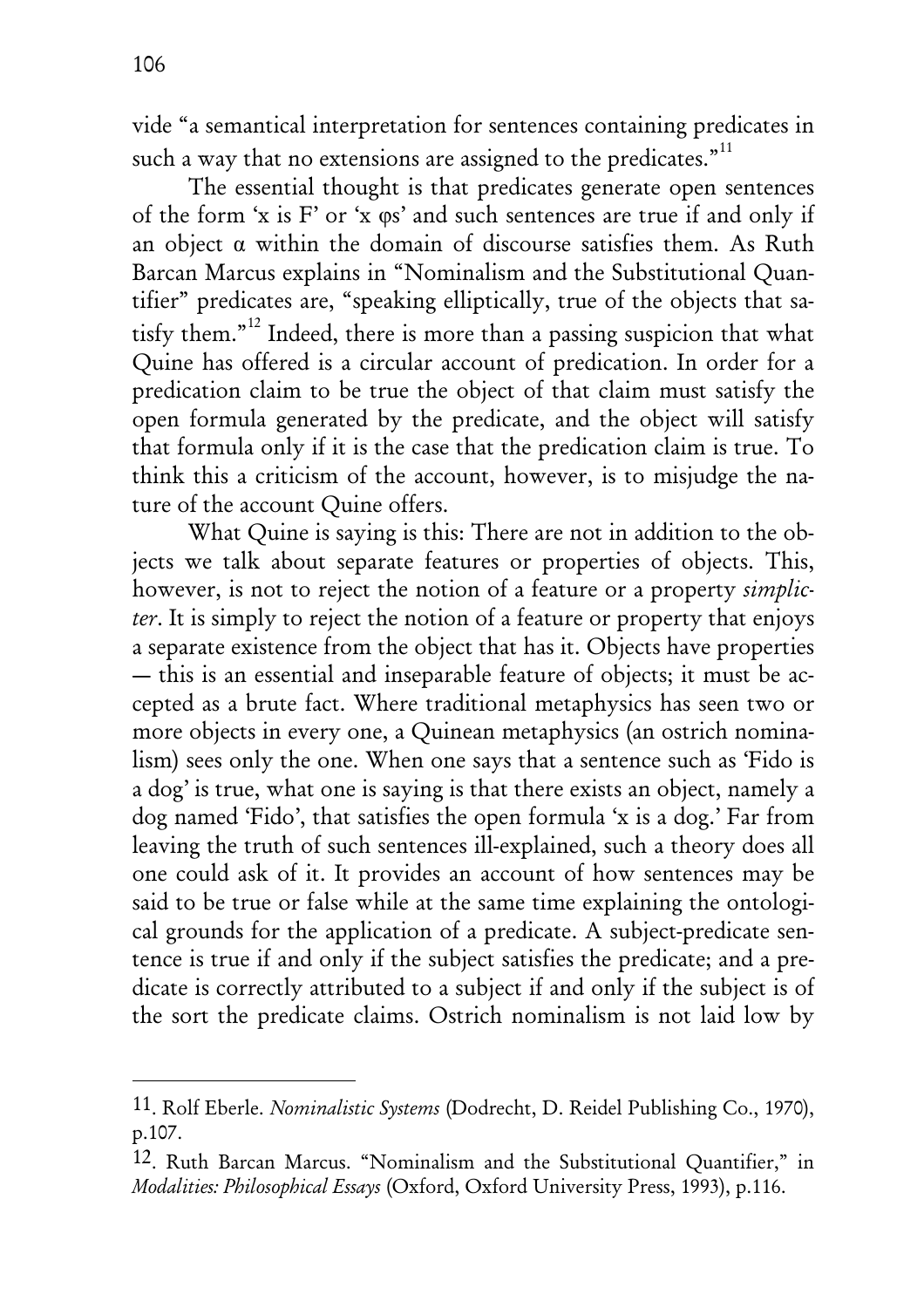vide "a semantical interpretation for sentences containing predicates in such a way that no extensions are assigned to the predicates."[11]

The essential thought is that predicates generate open sentences of the form 'x is F' or 'x φs' and such sentences are true if and only if an object α within the domain of discourse satisfies them. As Ruth Barcan Marcus explains in "Nominalism and the Substitutional Quantifier" predicates are, "speaking elliptically, true of the objects that satisfy them."[12] Indeed, there is more than a passing suspicion that what Quine has offered is a circular account of predication. In order for a predication claim to be true the object of that claim must satisfy the open formula generated by the predicate, and the object will satisfy that formula only if it is the case that the predication claim is true. To think this a criticism of the account, however, is to misjudge the nature of the account Quine offers.

What Quine is saying is this: There are not in addition to the objects we talk about separate features or properties of objects. This, however, is not to reject the notion of a feature or a property *simplicter*. It is simply to reject the notion of a feature or property that enjoys a separate existence from the object that has it. Objects have properties — this is an essential and inseparable feature of objects; it must be accepted as a brute fact. Where traditional metaphysics has seen two or more objects in every one, a Quinean metaphysics (an ostrich nominalism) sees only the one. When one says that a sentence such as 'Fido is a dog' is true, what one is saying is that there exists an object, namely a dog named 'Fido', that satisfies the open formula 'x is a dog.' Far from leaving the truth of such sentences ill-explained, such a theory does all one could ask of it. It provides an account of how sentences may be said to be true or false while at the same time explaining the ontological grounds for the application of a predicate. A subject-predicate sentence is true if and only if the subject satisfies the predicate; and a predicate is correctly attributed to a subject if and only if the subject is of the sort the predicate claims. Ostrich nominalism is not laid low by

---

11. Rolf Eberle. *Nominalistic Systems* (Dodrecht, D. Reidel Publishing Co., 1970), p.107.

12. Ruth Barcan Marcus. "Nominalism and the Substitutional Quantifier," in *Modalities: Philosophical Essays* (Oxford, Oxford University Press, 1993), p.116.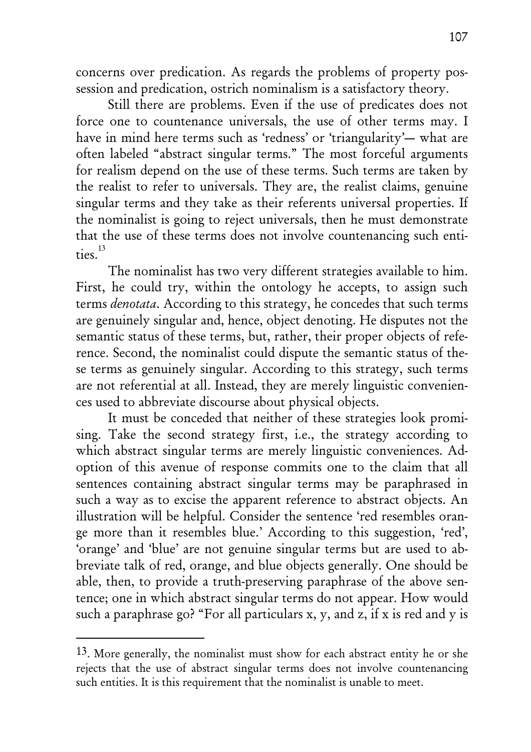concerns over predication. As regards the problems of property possession and predication, ostrich nominalism is a satisfactory theory.

Still there are problems. Even if the use of predicates does not force one to countenance universals, the use of other terms may. I have in mind here terms such as 'redness' or 'triangularity'— what are often labeled "abstract singular terms." The most forceful arguments for realism depend on the use of these terms. Such terms are taken by the realist to refer to universals. They are, the realist claims, genuine singular terms and they take as their referents universal properties. If the nominalist is going to reject universals, then he must demonstrate that the use of these terms does not involve countenancing such entities.[13]

The nominalist has two very different strategies available to him. First, he could try, within the ontology he accepts, to assign such terms *denotata*. According to this strategy, he concedes that such terms are genuinely singular and, hence, object denoting. He disputes not the semantic status of these terms, but, rather, their proper objects of reference. Second, the nominalist could dispute the semantic status of these terms as genuinely singular. According to this strategy, such terms are not referential at all. Instead, they are merely linguistic conveniences used to abbreviate discourse about physical objects.

It must be conceded that neither of these strategies look promising. Take the second strategy first, i.e., the strategy according to which abstract singular terms are merely linguistic conveniences. Adoption of this avenue of response commits one to the claim that all sentences containing abstract singular terms may be paraphrased in such a way as to excise the apparent reference to abstract objects. An illustration will be helpful. Consider the sentence 'red resembles orange more than it resembles blue.' According to this suggestion, 'red', 'orange' and 'blue' are not genuine singular terms but are used to abbreviate talk of red, orange, and blue objects generally. One should be able, then, to provide a truth-preserving paraphrase of the above sentence; one in which abstract singular terms do not appear. How would such a paraphrase go? "For all particulars x, y, and z, if x is red and y is

13. More generally, the nominalist must show for each abstract entity he or she rejects that the use of abstract singular terms does not involve countenancing such entities. It is this requirement that the nominalist is unable to meet.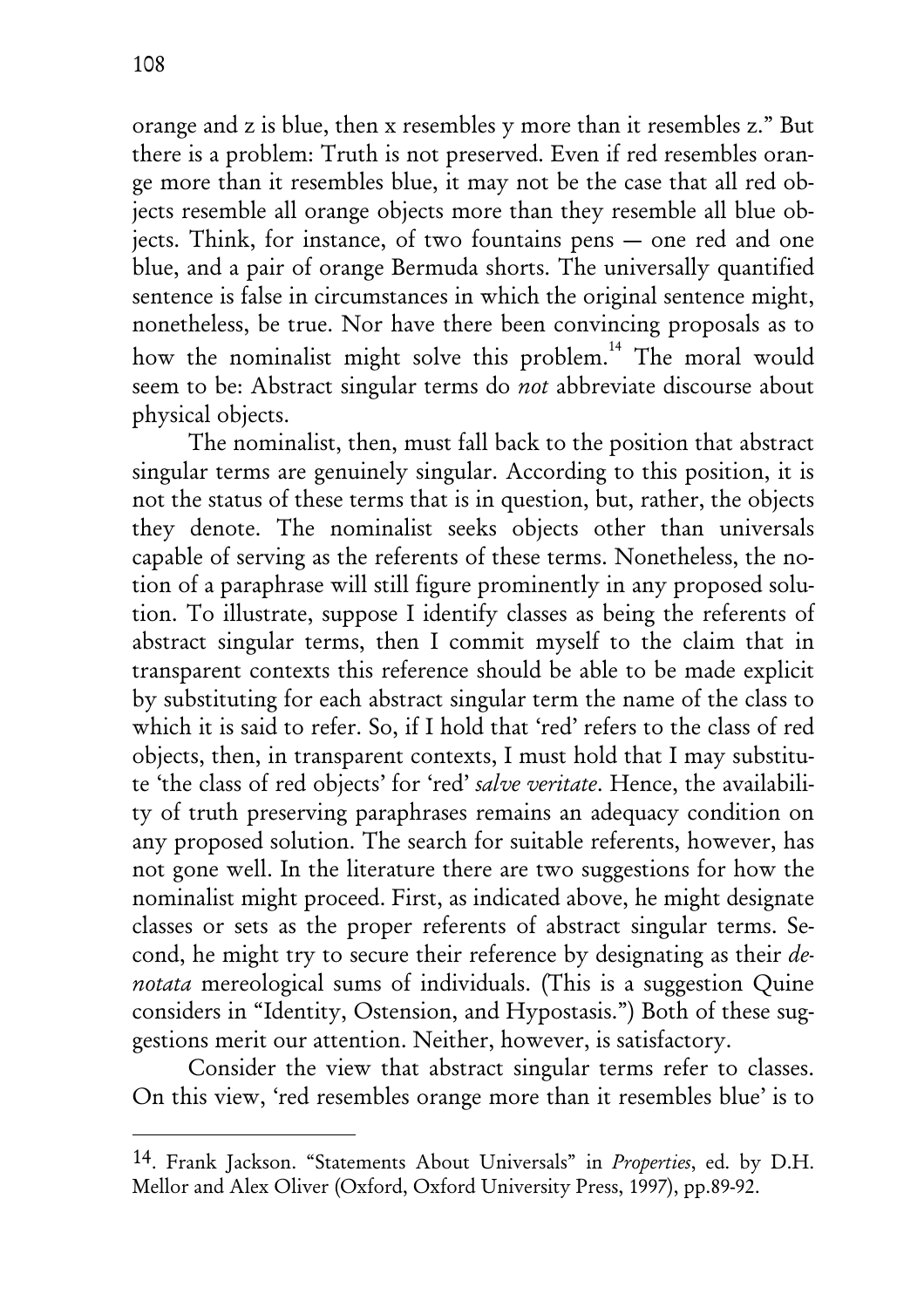orange and z is blue, then x resembles y more than it resembles z." But there is a problem: Truth is not preserved. Even if red resembles orange more than it resembles blue, it may not be the case that all red objects resemble all orange objects more than they resemble all blue objects. Think, for instance, of two fountains pens — one red and one blue, and a pair of orange Bermuda shorts. The universally quantified sentence is false in circumstances in which the original sentence might, nonetheless, be true. Nor have there been convincing proposals as to how the nominalist might solve this problem.[14] The moral would seem to be: Abstract singular terms do *not* abbreviate discourse about physical objects.

The nominalist, then, must fall back to the position that abstract singular terms are genuinely singular. According to this position, it is not the status of these terms that is in question, but, rather, the objects they denote. The nominalist seeks objects other than universals capable of serving as the referents of these terms. Nonetheless, the notion of a paraphrase will still figure prominently in any proposed solution. To illustrate, suppose I identify classes as being the referents of abstract singular terms, then I commit myself to the claim that in transparent contexts this reference should be able to be made explicit by substituting for each abstract singular term the name of the class to which it is said to refer. So, if I hold that 'red' refers to the class of red objects, then, in transparent contexts, I must hold that I may substitute 'the class of red objects' for 'red' *salve veritate*. Hence, the availability of truth preserving paraphrases remains an adequacy condition on any proposed solution. The search for suitable referents, however, has not gone well. In the literature there are two suggestions for how the nominalist might proceed. First, as indicated above, he might designate classes or sets as the proper referents of abstract singular terms. Second, he might try to secure their reference by designating as their *denotata* mereological sums of individuals. (This is a suggestion Quine considers in "Identity, Ostension, and Hypostasis.") Both of these suggestions merit our attention. Neither, however, is satisfactory.

Consider the view that abstract singular terms refer to classes. On this view, 'red resembles orange more than it resembles blue' is to

---

14. Frank Jackson. "Statements About Universals" in *Properties*, ed. by D.H. Mellor and Alex Oliver (Oxford, Oxford University Press, 1997), pp.89-92.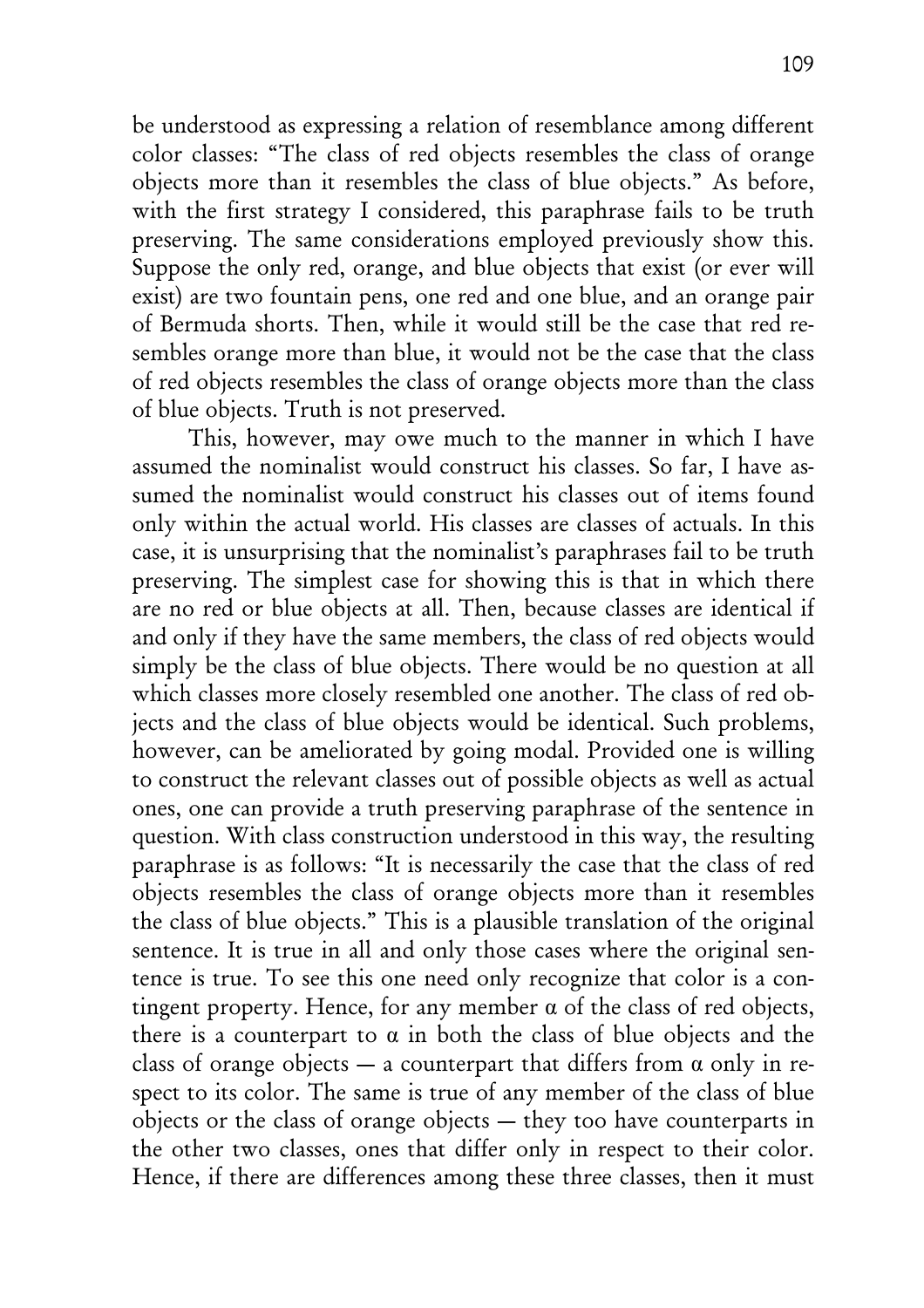be understood as expressing a relation of resemblance among different color classes: "The class of red objects resembles the class of orange objects more than it resembles the class of blue objects." As before, with the first strategy I considered, this paraphrase fails to be truth preserving. The same considerations employed previously show this. Suppose the only red, orange, and blue objects that exist (or ever will exist) are two fountain pens, one red and one blue, and an orange pair of Bermuda shorts. Then, while it would still be the case that red resembles orange more than blue, it would not be the case that the class of red objects resembles the class of orange objects more than the class of blue objects. Truth is not preserved.

This, however, may owe much to the manner in which I have assumed the nominalist would construct his classes. So far, I have assumed the nominalist would construct his classes out of items found only within the actual world. His classes are classes of actuals. In this case, it is unsurprising that the nominalist's paraphrases fail to be truth preserving. The simplest case for showing this is that in which there are no red or blue objects at all. Then, because classes are identical if and only if they have the same members, the class of red objects would simply be the class of blue objects. There would be no question at all which classes more closely resembled one another. The class of red objects and the class of blue objects would be identical. Such problems, however, can be ameliorated by going modal. Provided one is willing to construct the relevant classes out of possible objects as well as actual ones, one can provide a truth preserving paraphrase of the sentence in question. With class construction understood in this way, the resulting paraphrase is as follows: "It is necessarily the case that the class of red objects resembles the class of orange objects more than it resembles the class of blue objects." This is a plausible translation of the original sentence. It is true in all and only those cases where the original sentence is true. To see this one need only recognize that color is a contingent property. Hence, for any member $\alpha$ of the class of red objects, there is a counterpart to $\alpha$ in both the class of blue objects and the class of orange objects — a counterpart that differs from $\alpha$ only in respect to its color. The same is true of any member of the class of blue objects or the class of orange objects — they too have counterparts in the other two classes, ones that differ only in respect to their color. Hence, if there are differences among these three classes, then it must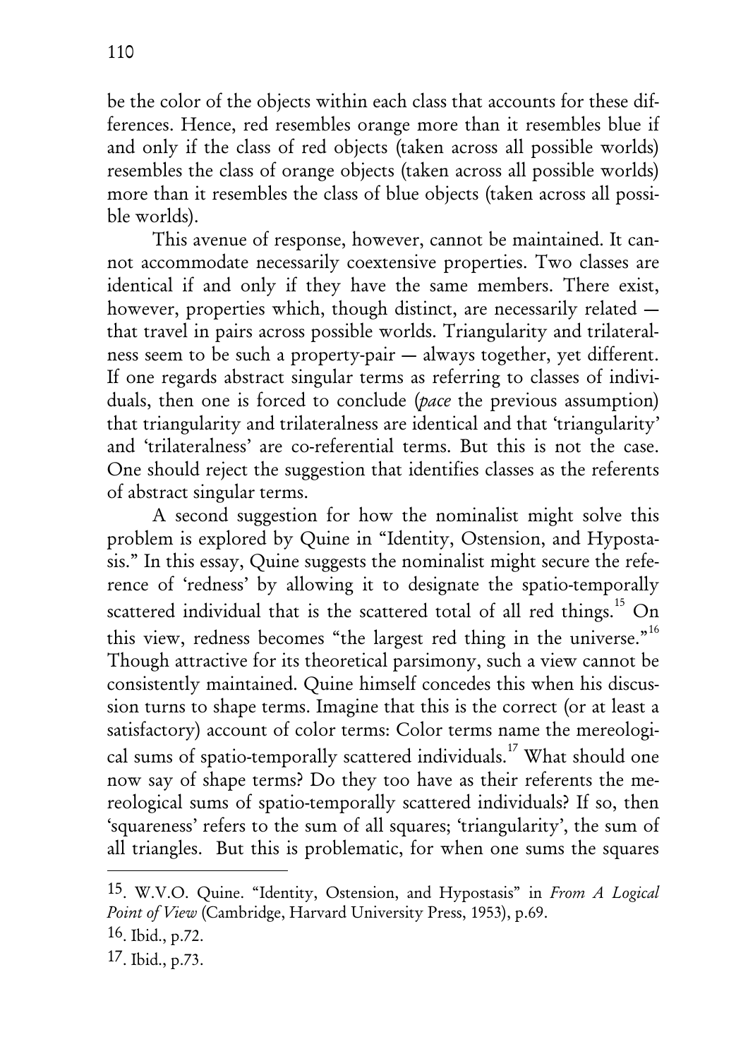be the color of the objects within each class that accounts for these differences. Hence, red resembles orange more than it resembles blue if and only if the class of red objects (taken across all possible worlds) resembles the class of orange objects (taken across all possible worlds) more than it resembles the class of blue objects (taken across all possible worlds).

This avenue of response, however, cannot be maintained. It cannot accommodate necessarily coextensive properties. Two classes are identical if and only if they have the same members. There exist, however, properties which, though distinct, are necessarily related — that travel in pairs across possible worlds. Triangularity and trilateralness seem to be such a property-pair — always together, yet different. If one regards abstract singular terms as referring to classes of individuals, then one is forced to conclude (*pace* the previous assumption) that triangularity and trilateralness are identical and that 'triangularity' and 'trilateralness' are co-referential terms. But this is not the case. One should reject the suggestion that identifies classes as the referents of abstract singular terms.

A second suggestion for how the nominalist might solve this problem is explored by Quine in "Identity, Ostension, and Hypostasis." In this essay, Quine suggests the nominalist might secure the reference of 'redness' by allowing it to designate the spatio-temporally scattered individual that is the scattered total of all red things.[15] On this view, redness becomes "the largest red thing in the universe."[16] Though attractive for its theoretical parsimony, such a view cannot be consistently maintained. Quine himself concedes this when his discussion turns to shape terms. Imagine that this is the correct (or at least a satisfactory) account of color terms: Color terms name the mereological sums of spatio-temporally scattered individuals.[17] What should one now say of shape terms? Do they too have as their referents the mereological sums of spatio-temporally scattered individuals? If so, then 'squareness' refers to the sum of all squares; 'triangularity', the sum of all triangles. But this is problematic, for when one sums the squares

---

15. W.V.O. Quine. "Identity, Ostension, and Hypostasis" in *From A Logical Point of View* (Cambridge, Harvard University Press, 1953), p.69.

16. Ibid., p.72.

17. Ibid., p.73.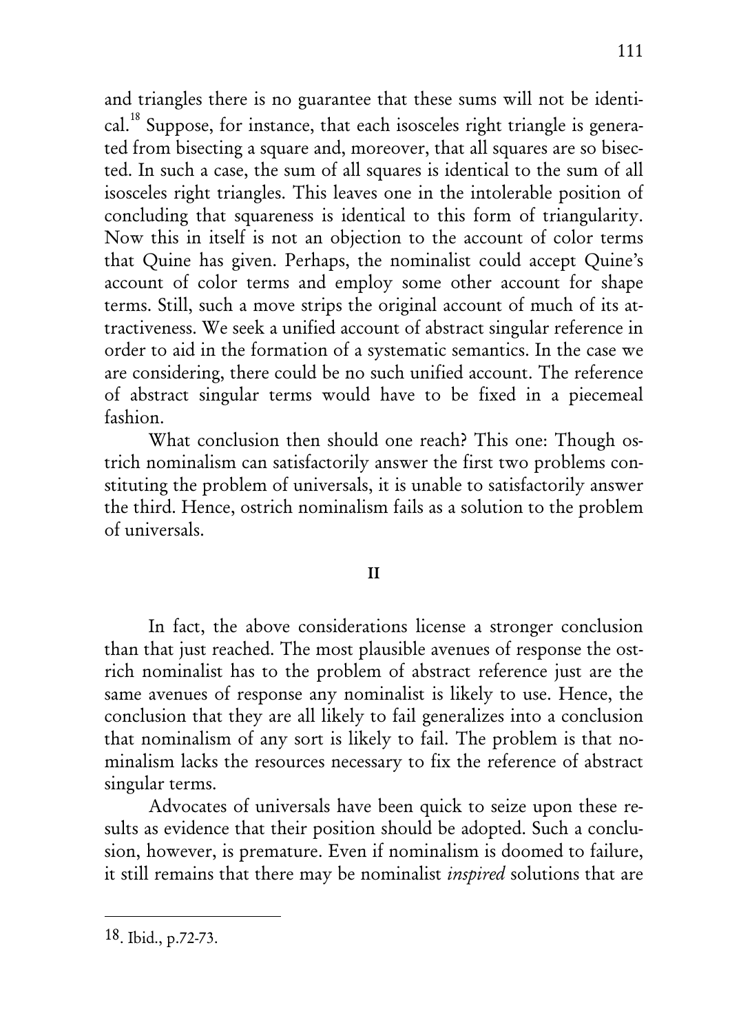and triangles there is no guarantee that these sums will not be identical.[18] Suppose, for instance, that each isosceles right triangle is generated from bisecting a square and, moreover, that all squares are so bisected. In such a case, the sum of all squares is identical to the sum of all isosceles right triangles. This leaves one in the intolerable position of concluding that squareness is identical to this form of triangularity. Now this in itself is not an objection to the account of color terms that Quine has given. Perhaps, the nominalist could accept Quine's account of color terms and employ some other account for shape terms. Still, such a move strips the original account of much of its attractiveness. We seek a unified account of abstract singular reference in order to aid in the formation of a systematic semantics. In the case we are considering, there could be no such unified account. The reference of abstract singular terms would have to be fixed in a piecemeal fashion.

What conclusion then should one reach? This one: Though ostrich nominalism can satisfactorily answer the first two problems constituting the problem of universals, it is unable to satisfactorily answer the third. Hence, ostrich nominalism fails as a solution to the problem of universals.

## II

In fact, the above considerations license a stronger conclusion than that just reached. The most plausible avenues of response the ostrich nominalist has to the problem of abstract reference just are the same avenues of response any nominalist is likely to use. Hence, the conclusion that they are all likely to fail generalizes into a conclusion that nominalism of any sort is likely to fail. The problem is that nominalism lacks the resources necessary to fix the reference of abstract singular terms.

Advocates of universals have been quick to seize upon these results as evidence that their position should be adopted. Such a conclusion, however, is premature. Even if nominalism is doomed to failure, it still remains that there may be nominalist *inspired* solutions that are

---

18. Ibid., p.72-73.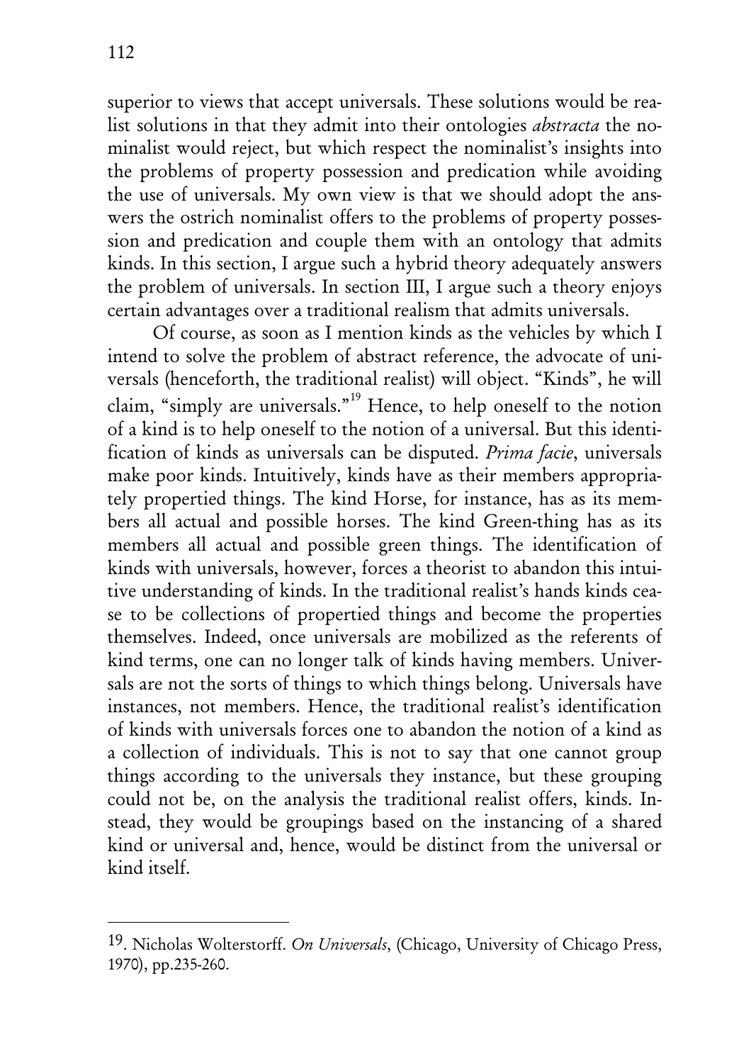superior to views that accept universals. These solutions would be realist solutions in that they admit into their ontologies *abstracta* the nominalist would reject, but which respect the nominalist's insights into the problems of property possession and predication while avoiding the use of universals. My own view is that we should adopt the answers the ostrich nominalist offers to the problems of property possession and predication and couple them with an ontology that admits kinds. In this section, I argue such a hybrid theory adequately answers the problem of universals. In section III, I argue such a theory enjoys certain advantages over a traditional realism that admits universals.

Of course, as soon as I mention kinds as the vehicles by which I intend to solve the problem of abstract reference, the advocate of universals (henceforth, the traditional realist) will object. "Kinds", he will claim, "simply are universals."[19] Hence, to help oneself to the notion of a kind is to help oneself to the notion of a universal. But this identification of kinds as universals can be disputed. *Prima facie*, universals make poor kinds. Intuitively, kinds have as their members appropriately propertied things. The kind Horse, for instance, has as its members all actual and possible horses. The kind Green-thing has as its members all actual and possible green things. The identification of kinds with universals, however, forces a theorist to abandon this intuitive understanding of kinds. In the traditional realist's hands kinds cease to be collections of propertied things and become the properties themselves. Indeed, once universals are mobilized as the referents of kind terms, one can no longer talk of kinds having members. Universals are not the sorts of things to which things belong. Universals have instances, not members. Hence, the traditional realist's identification of kinds with universals forces one to abandon the notion of a kind as a collection of individuals. This is not to say that one cannot group things according to the universals they instance, but these grouping could not be, on the analysis the traditional realist offers, kinds. Instead, they would be groupings based on the instancing of a shared kind or universal and, hence, would be distinct from the universal or kind itself.

---

19. Nicholas Wolterstorff. *On Universals*, (Chicago, University of Chicago Press, 1970), pp.235-260.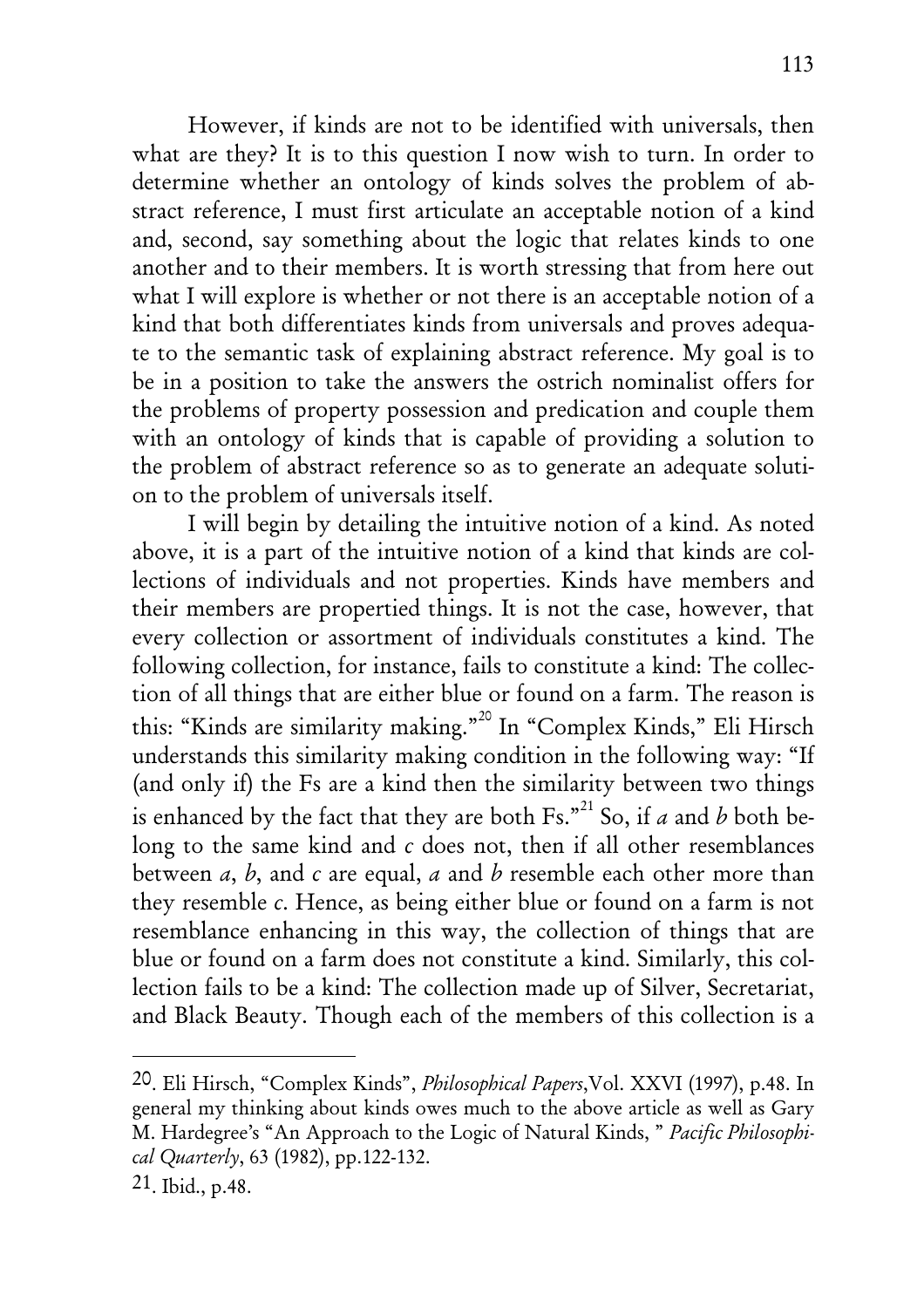However, if kinds are not to be identified with universals, then what are they? It is to this question I now wish to turn. In order to determine whether an ontology of kinds solves the problem of abstract reference, I must first articulate an acceptable notion of a kind and, second, say something about the logic that relates kinds to one another and to their members. It is worth stressing that from here out what I will explore is whether or not there is an acceptable notion of a kind that both differentiates kinds from universals and proves adequate to the semantic task of explaining abstract reference. My goal is to be in a position to take the answers the ostrich nominalist offers for the problems of property possession and predication and couple them with an ontology of kinds that is capable of providing a solution to the problem of abstract reference so as to generate an adequate solution to the problem of universals itself.

I will begin by detailing the intuitive notion of a kind. As noted above, it is a part of the intuitive notion of a kind that kinds are collections of individuals and not properties. Kinds have members and their members are propertied things. It is not the case, however, that every collection or assortment of individuals constitutes a kind. The following collection, for instance, fails to constitute a kind: The collection of all things that are either blue or found on a farm. The reason is this: "Kinds are similarity making."[20] In "Complex Kinds," Eli Hirsch understands this similarity making condition in the following way: "If (and only if) the Fs are a kind then the similarity between two things is enhanced by the fact that they are both Fs."[21] So, if *a* and *b* both belong to the same kind and *c* does not, then if all other resemblances between *a*, *b*, and *c* are equal, *a* and *b* resemble each other more than they resemble *c*. Hence, as being either blue or found on a farm is not resemblance enhancing in this way, the collection of things that are blue or found on a farm does not constitute a kind. Similarly, this collection fails to be a kind: The collection made up of Silver, Secretariat, and Black Beauty. Though each of the members of this collection is a

---

20. Eli Hirsch, "Complex Kinds", *Philosophical Papers*, Vol. XXVI (1997), p.48. In general my thinking about kinds owes much to the above article as well as Gary M. Hardegree's "An Approach to the Logic of Natural Kinds, " *Pacific Philosophical Quarterly*, 63 (1982), pp.122-132.

21. Ibid., p.48.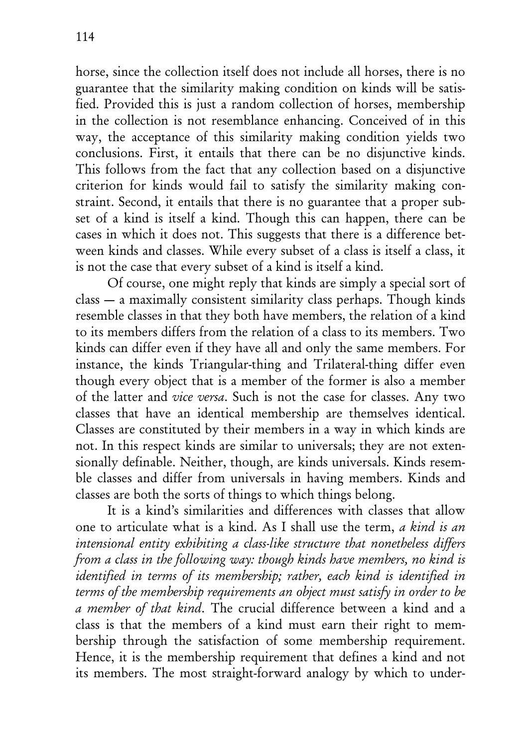horse, since the collection itself does not include all horses, there is no guarantee that the similarity making condition on kinds will be satisfied. Provided this is just a random collection of horses, membership in the collection is not resemblance enhancing. Conceived of in this way, the acceptance of this similarity making condition yields two conclusions. First, it entails that there can be no disjunctive kinds. This follows from the fact that any collection based on a disjunctive criterion for kinds would fail to satisfy the similarity making constraint. Second, it entails that there is no guarantee that a proper subset of a kind is itself a kind. Though this can happen, there can be cases in which it does not. This suggests that there is a difference between kinds and classes. While every subset of a class is itself a class, it is not the case that every subset of a kind is itself a kind.

Of course, one might reply that kinds are simply a special sort of class — a maximally consistent similarity class perhaps. Though kinds resemble classes in that they both have members, the relation of a kind to its members differs from the relation of a class to its members. Two kinds can differ even if they have all and only the same members. For instance, the kinds Triangular-thing and Trilateral-thing differ even though every object that is a member of the former is also a member of the latter and *vice versa*. Such is not the case for classes. Any two classes that have an identical membership are themselves identical. Classes are constituted by their members in a way in which kinds are not. In this respect kinds are similar to universals; they are not extensionally definable. Neither, though, are kinds universals. Kinds resemble classes and differ from universals in having members. Kinds and classes are both the sorts of things to which things belong.

It is a kind's similarities and differences with classes that allow one to articulate what is a kind. As I shall use the term, *a kind is an intensional entity exhibiting a class-like structure that nonetheless differs from a class in the following way: though kinds have members, no kind is identified in terms of its membership; rather, each kind is identified in terms of the membership requirements an object must satisfy in order to be a member of that kind*. The crucial difference between a kind and a class is that the members of a kind must earn their right to membership through the satisfaction of some membership requirement. Hence, it is the membership requirement that defines a kind and not its members. The most straight-forward analogy by which to under-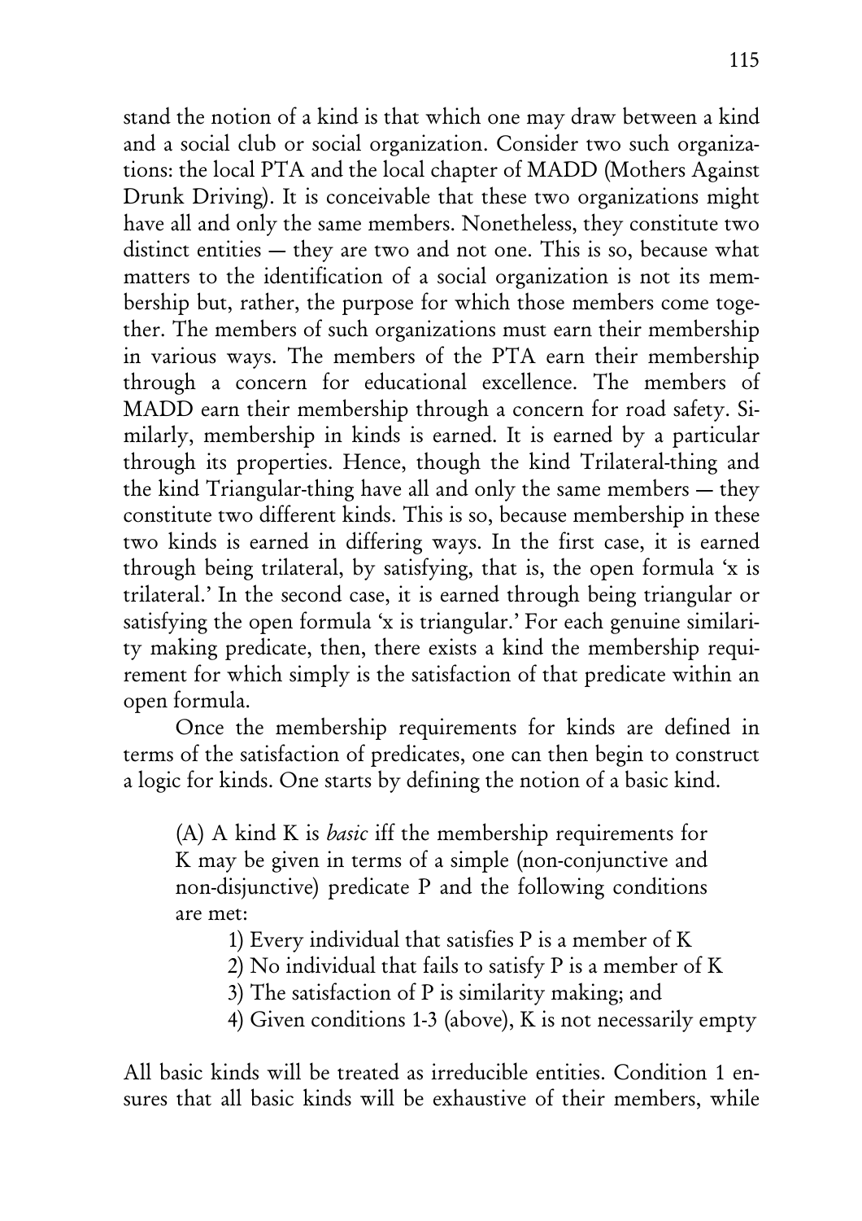stand the notion of a kind is that which one may draw between a kind and a social club or social organization. Consider two such organizations: the local PTA and the local chapter of MADD (Mothers Against Drunk Driving). It is conceivable that these two organizations might have all and only the same members. Nonetheless, they constitute two distinct entities — they are two and not one. This is so, because what matters to the identification of a social organization is not its membership but, rather, the purpose for which those members come together. The members of such organizations must earn their membership in various ways. The members of the PTA earn their membership through a concern for educational excellence. The members of MADD earn their membership through a concern for road safety. Similarly, membership in kinds is earned. It is earned by a particular through its properties. Hence, though the kind Trilateral-thing and the kind Triangular-thing have all and only the same members — they constitute two different kinds. This is so, because membership in these two kinds is earned in differing ways. In the first case, it is earned through being trilateral, by satisfying, that is, the open formula 'x is trilateral.' In the second case, it is earned through being triangular or satisfying the open formula 'x is triangular.' For each genuine similarity making predicate, then, there exists a kind the membership requirement for which simply is the satisfaction of that predicate within an open formula.

Once the membership requirements for kinds are defined in terms of the satisfaction of predicates, one can then begin to construct a logic for kinds. One starts by defining the notion of a basic kind.

> (A) A kind K is *basic* iff the membership requirements for K may be given in terms of a simple (non-conjunctive and non-disjunctive) predicate P and the following conditions are met:
>
> 1) Every individual that satisfies P is a member of K
> 2) No individual that fails to satisfy P is a member of K
> 3) The satisfaction of P is similarity making; and
> 4) Given conditions 1-3 (above), K is not necessarily empty

All basic kinds will be treated as irreducible entities. Condition 1 ensures that all basic kinds will be exhaustive of their members, while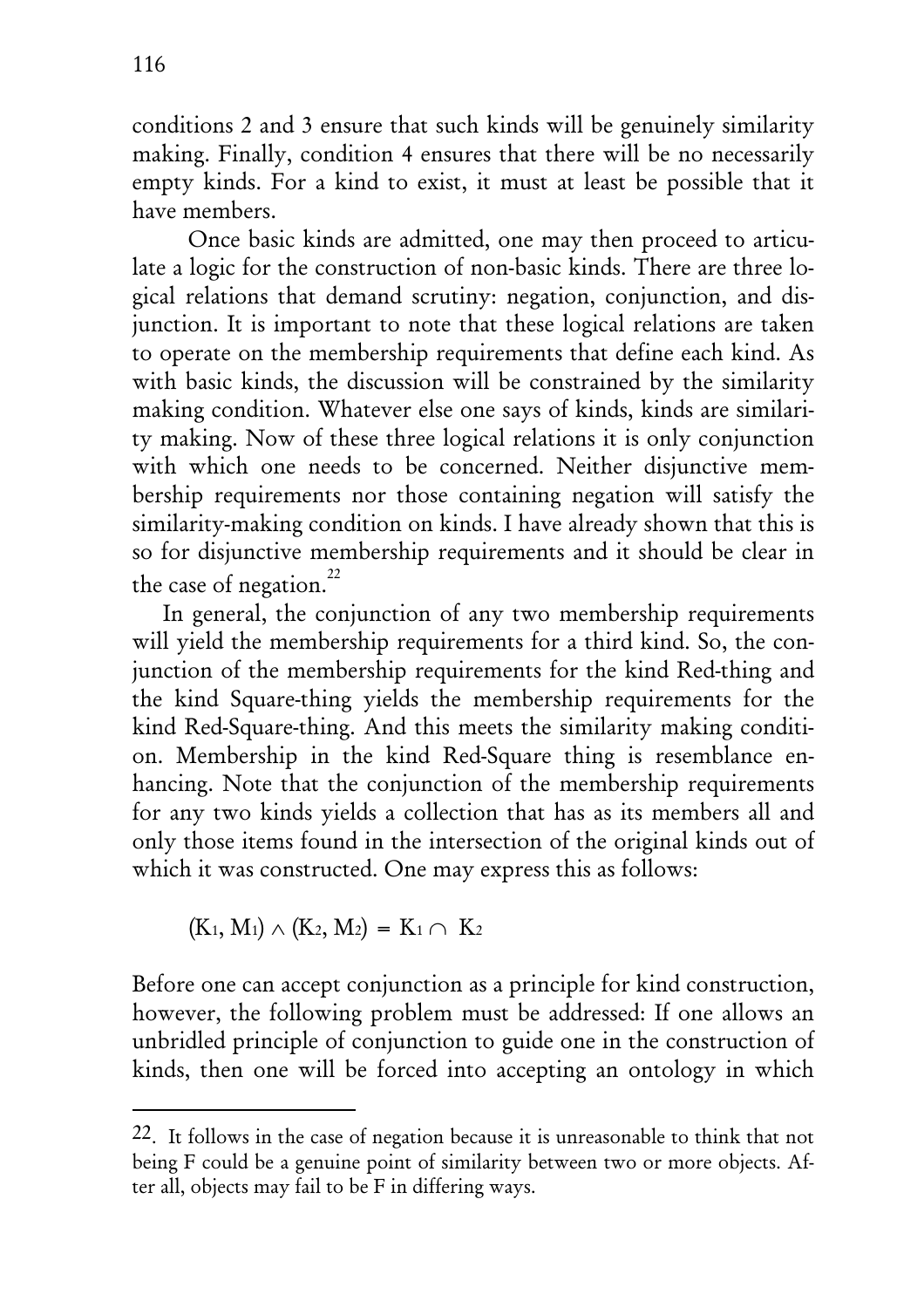conditions 2 and 3 ensure that such kinds will be genuinely similarity making. Finally, condition 4 ensures that there will be no necessarily empty kinds. For a kind to exist, it must at least be possible that it have members.

Once basic kinds are admitted, one may then proceed to articulate a logic for the construction of non-basic kinds. There are three logical relations that demand scrutiny: negation, conjunction, and disjunction. It is important to note that these logical relations are taken to operate on the membership requirements that define each kind. As with basic kinds, the discussion will be constrained by the similarity making condition. Whatever else one says of kinds, kinds are similarity making. Now of these three logical relations it is only conjunction with which one needs to be concerned. Neither disjunctive membership requirements nor those containing negation will satisfy the similarity-making condition on kinds. I have already shown that this is so for disjunctive membership requirements and it should be clear in the case of negation.[22]

In general, the conjunction of any two membership requirements will yield the membership requirements for a third kind. So, the conjunction of the membership requirements for the kind Red-thing and the kind Square-thing yields the membership requirements for the kind Red-Square-thing. And this meets the similarity making condition. Membership in the kind Red-Square thing is resemblance enhancing. Note that the conjunction of the membership requirements for any two kinds yields a collection that has as its members all and only those items found in the intersection of the original kinds out of which it was constructed. One may express this as follows:

$$(K_1, M_1) \wedge (K_2, M_2) = K_1 \cap K_2$$

Before one can accept conjunction as a principle for kind construction, however, the following problem must be addressed: If one allows an unbridled principle of conjunction to guide one in the construction of kinds, then one will be forced into accepting an ontology in which

---

22. It follows in the case of negation because it is unreasonable to think that not being F could be a genuine point of similarity between two or more objects. After all, objects may fail to be F in differing ways.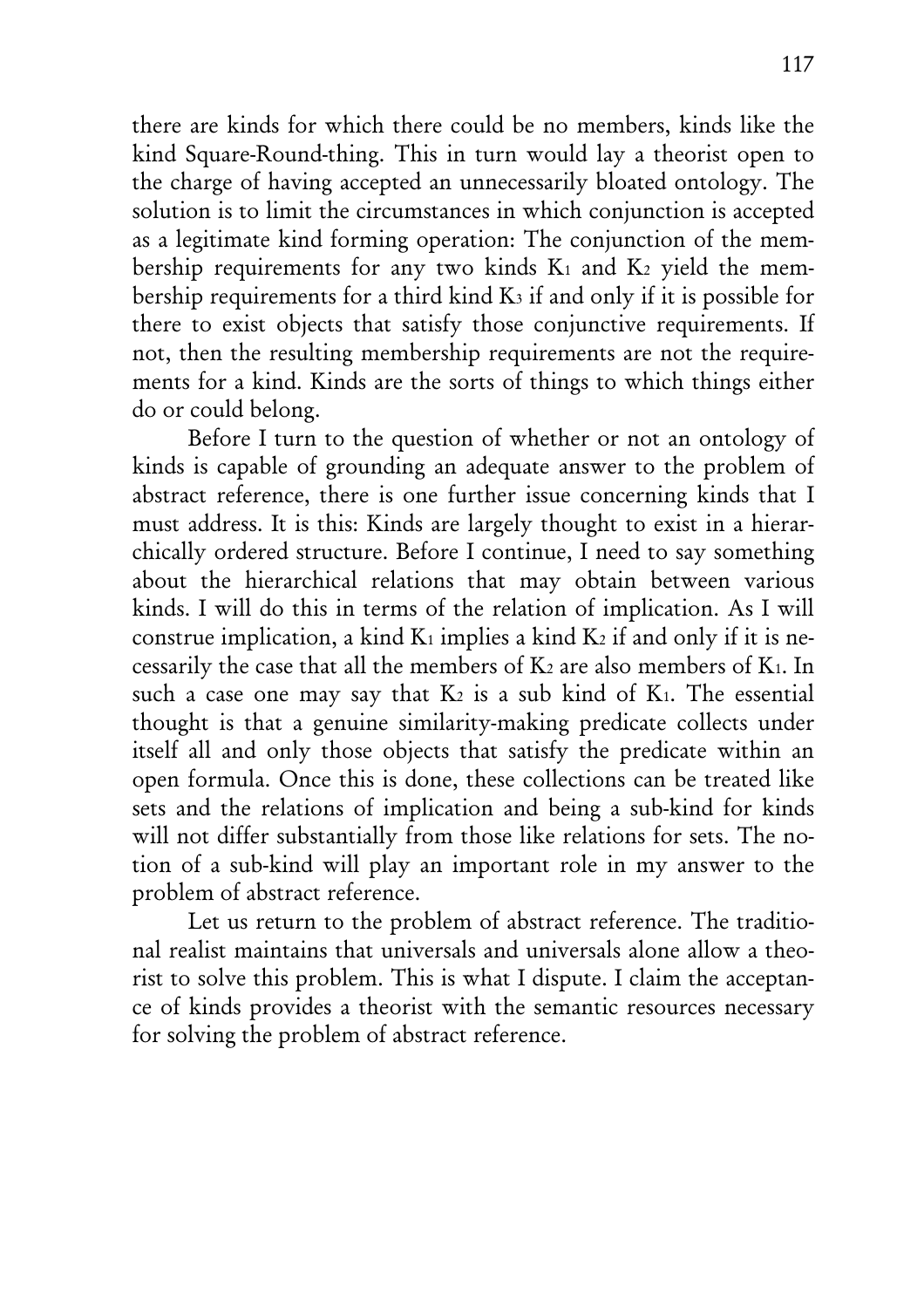there are kinds for which there could be no members, kinds like the kind Square-Round-thing. This in turn would lay a theorist open to the charge of having accepted an unnecessarily bloated ontology. The solution is to limit the circumstances in which conjunction is accepted as a legitimate kind forming operation: The conjunction of the membership requirements for any two kinds $K_1$ and $K_2$ yield the membership requirements for a third kind $K_3$ if and only if it is possible for there to exist objects that satisfy those conjunctive requirements. If not, then the resulting membership requirements are not the requirements for a kind. Kinds are the sorts of things to which things either do or could belong.

Before I turn to the question of whether or not an ontology of kinds is capable of grounding an adequate answer to the problem of abstract reference, there is one further issue concerning kinds that I must address. It is this: Kinds are largely thought to exist in a hierarchically ordered structure. Before I continue, I need to say something about the hierarchical relations that may obtain between various kinds. I will do this in terms of the relation of implication. As I will construe implication, a kind $K_1$ implies a kind $K_2$ if and only if it is necessarily the case that all the members of $K_2$ are also members of $K_1$. In such a case one may say that $K_2$ is a sub kind of $K_1$. The essential thought is that a genuine similarity-making predicate collects under itself all and only those objects that satisfy the predicate within an open formula. Once this is done, these collections can be treated like sets and the relations of implication and being a sub-kind for kinds will not differ substantially from those like relations for sets. The notion of a sub-kind will play an important role in my answer to the problem of abstract reference.

Let us return to the problem of abstract reference. The traditional realist maintains that universals and universals alone allow a theorist to solve this problem. This is what I dispute. I claim the acceptance of kinds provides a theorist with the semantic resources necessary for solving the problem of abstract reference.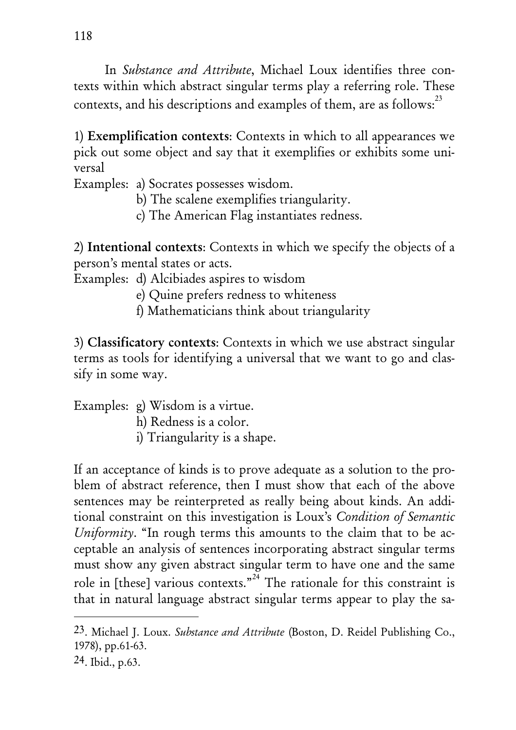In *Substance and Attribute*, Michael Loux identifies three contexts within which abstract singular terms play a referring role. These contexts, and his descriptions and examples of them, are as follows:[23]

1) **Exemplification contexts**: Contexts in which to all appearances we pick out some object and say that it exemplifies or exhibits some universal

Examples: a) Socrates possesses wisdom.
b) The scalene exemplifies triangularity.
c) The American Flag instantiates redness.

2) **Intentional contexts**: Contexts in which we specify the objects of a person's mental states or acts.

Examples: d) Alcibiades aspires to wisdom
e) Quine prefers redness to whiteness
f) Mathematicians think about triangularity

3) **Classificatory contexts**: Contexts in which we use abstract singular terms as tools for identifying a universal that we want to go and classify in some way.

Examples: g) Wisdom is a virtue.
h) Redness is a color.
i) Triangularity is a shape.

If an acceptance of kinds is to prove adequate as a solution to the problem of abstract reference, then I must show that each of the above sentences may be reinterpreted as really being about kinds. An additional constraint on this investigation is Loux's *Condition of Semantic Uniformity*. "In rough terms this amounts to the claim that to be acceptable an analysis of sentences incorporating abstract singular terms must show any given abstract singular term to have one and the same role in [these] various contexts."[24] The rationale for this constraint is that in natural language abstract singular terms appear to play the sa-

---

23. Michael J. Loux. *Substance and Attribute* (Boston, D. Reidel Publishing Co., 1978), pp.61-63.

24. Ibid., p.63.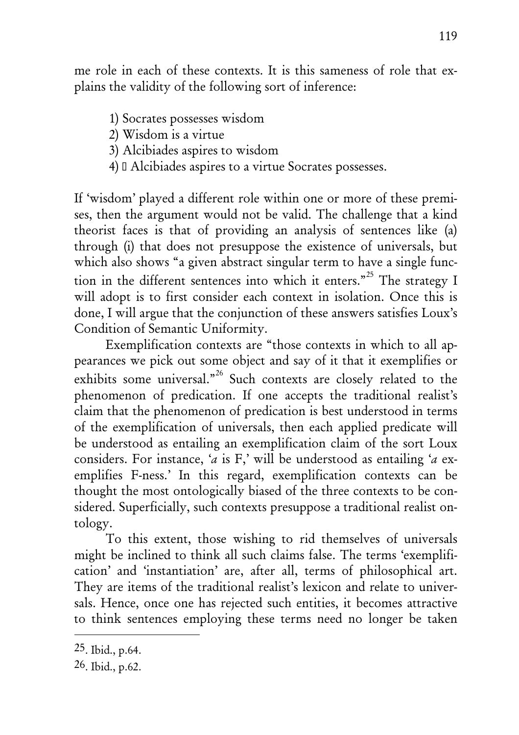me role in each of these contexts. It is this sameness of role that explains the validity of the following sort of inference:

1) Socrates possesses wisdom
2) Wisdom is a virtue
3) Alcibiades aspires to wisdom
4) ∴ Alcibiades aspires to a virtue Socrates possesses.

If 'wisdom' played a different role within one or more of these premises, then the argument would not be valid. The challenge that a kind theorist faces is that of providing an analysis of sentences like (a) through (i) that does not presuppose the existence of universals, but which also shows "a given abstract singular term to have a single function in the different sentences into which it enters."[25] The strategy I will adopt is to first consider each context in isolation. Once this is done, I will argue that the conjunction of these answers satisfies Loux's Condition of Semantic Uniformity.

Exemplification contexts are "those contexts in which to all appearances we pick out some object and say of it that it exemplifies or exhibits some universal."[26] Such contexts are closely related to the phenomenon of predication. If one accepts the traditional realist's claim that the phenomenon of predication is best understood in terms of the exemplification of universals, then each applied predicate will be understood as entailing an exemplification claim of the sort Loux considers. For instance, '*a* is F,' will be understood as entailing '*a* exemplifies F-ness.' In this regard, exemplification contexts can be thought the most ontologically biased of the three contexts to be considered. Superficially, such contexts presuppose a traditional realist ontology.

To this extent, those wishing to rid themselves of universals might be inclined to think all such claims false. The terms 'exemplification' and 'instantiation' are, after all, terms of philosophical art. They are items of the traditional realist's lexicon and relate to universals. Hence, once one has rejected such entities, it becomes attractive to think sentences employing these terms need no longer be taken

---

25. Ibid., p.64.

26. Ibid., p.62.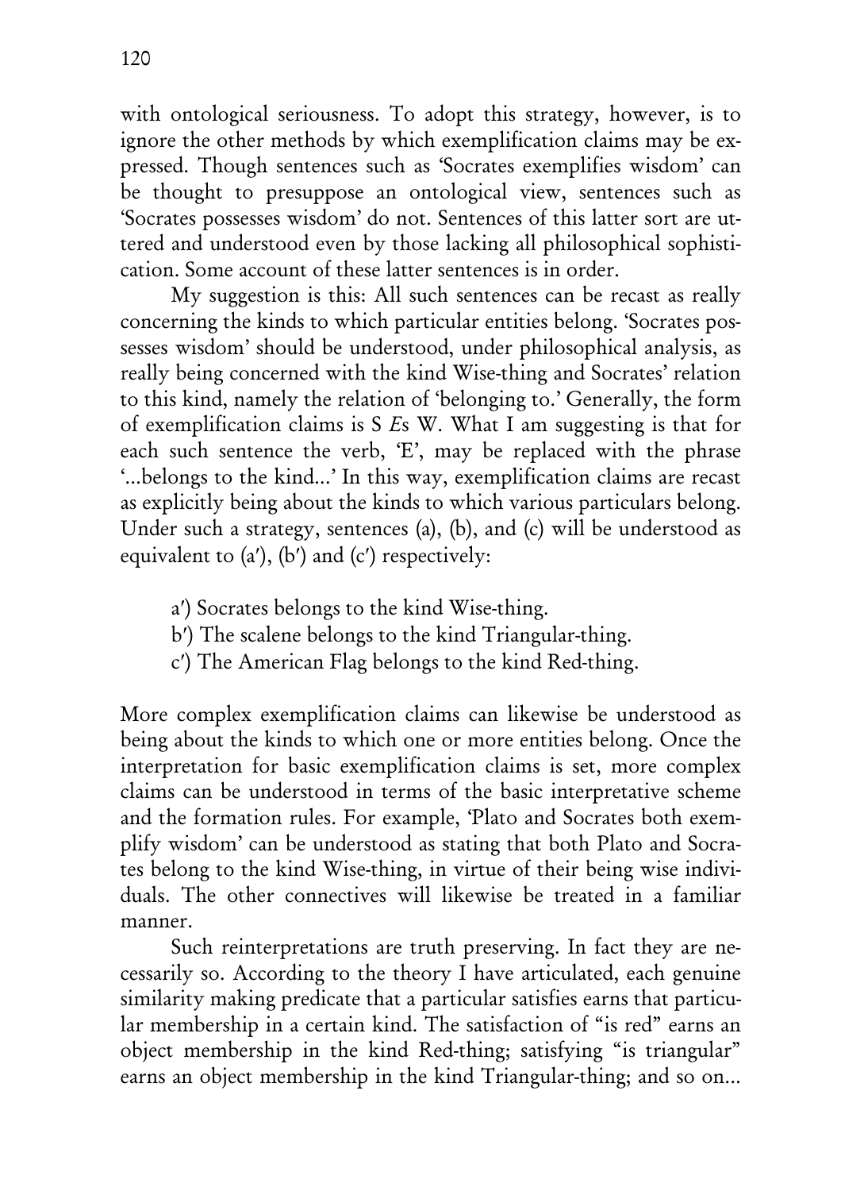with ontological seriousness. To adopt this strategy, however, is to ignore the other methods by which exemplification claims may be expressed. Though sentences such as 'Socrates exemplifies wisdom' can be thought to presuppose an ontological view, sentences such as 'Socrates possesses wisdom' do not. Sentences of this latter sort are uttered and understood even by those lacking all philosophical sophistication. Some account of these latter sentences is in order.

My suggestion is this: All such sentences can be recast as really concerning the kinds to which particular entities belong. 'Socrates possesses wisdom' should be understood, under philosophical analysis, as really being concerned with the kind Wise-thing and Socrates' relation to this kind, namely the relation of 'belonging to.' Generally, the form of exemplification claims is S *E*s W. What I am suggesting is that for each such sentence the verb, 'E', may be replaced with the phrase '...belongs to the kind...' In this way, exemplification claims are recast as explicitly being about the kinds to which various particulars belong. Under such a strategy, sentences (a), (b), and (c) will be understood as equivalent to (a′), (b′) and (c′) respectively:

a′) Socrates belongs to the kind Wise-thing.
b′) The scalene belongs to the kind Triangular-thing.
c′) The American Flag belongs to the kind Red-thing.

More complex exemplification claims can likewise be understood as being about the kinds to which one or more entities belong. Once the interpretation for basic exemplification claims is set, more complex claims can be understood in terms of the basic interpretative scheme and the formation rules. For example, 'Plato and Socrates both exemplify wisdom' can be understood as stating that both Plato and Socrates belong to the kind Wise-thing, in virtue of their being wise individuals. The other connectives will likewise be treated in a familiar manner.

Such reinterpretations are truth preserving. In fact they are necessarily so. According to the theory I have articulated, each genuine similarity making predicate that a particular satisfies earns that particular membership in a certain kind. The satisfaction of "is red" earns an object membership in the kind Red-thing; satisfying "is triangular" earns an object membership in the kind Triangular-thing; and so on...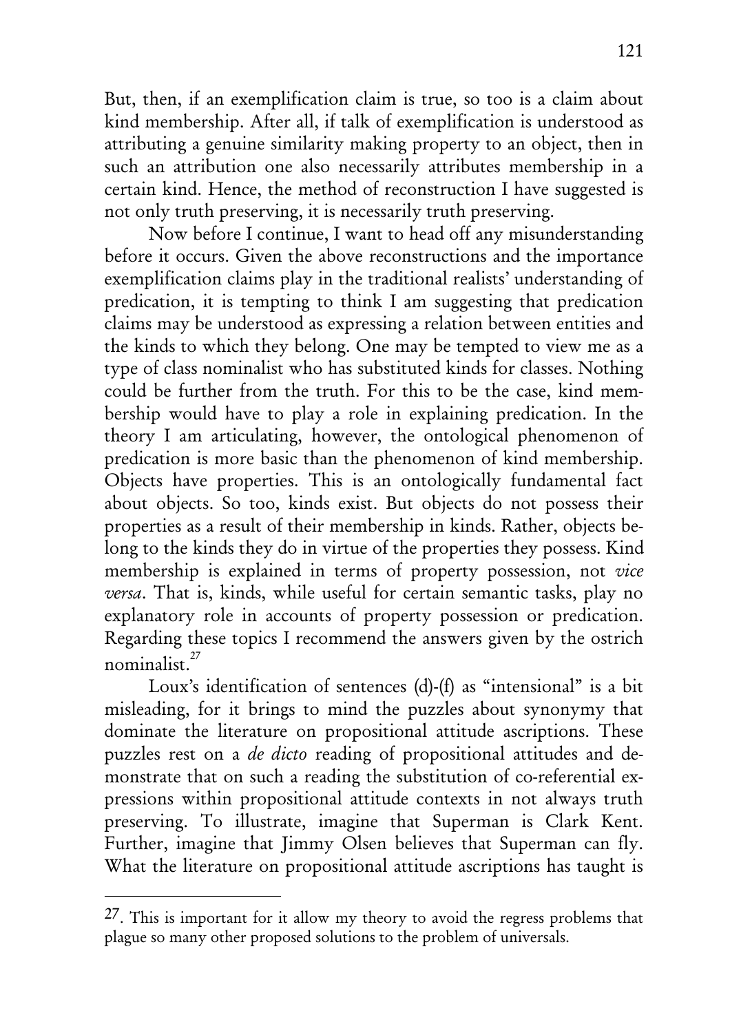But, then, if an exemplification claim is true, so too is a claim about kind membership. After all, if talk of exemplification is understood as attributing a genuine similarity making property to an object, then in such an attribution one also necessarily attributes membership in a certain kind. Hence, the method of reconstruction I have suggested is not only truth preserving, it is necessarily truth preserving.

Now before I continue, I want to head off any misunderstanding before it occurs. Given the above reconstructions and the importance exemplification claims play in the traditional realists' understanding of predication, it is tempting to think I am suggesting that predication claims may be understood as expressing a relation between entities and the kinds to which they belong. One may be tempted to view me as a type of class nominalist who has substituted kinds for classes. Nothing could be further from the truth. For this to be the case, kind membership would have to play a role in explaining predication. In the theory I am articulating, however, the ontological phenomenon of predication is more basic than the phenomenon of kind membership. Objects have properties. This is an ontologically fundamental fact about objects. So too, kinds exist. But objects do not possess their properties as a result of their membership in kinds. Rather, objects belong to the kinds they do in virtue of the properties they possess. Kind membership is explained in terms of property possession, not *vice versa*. That is, kinds, while useful for certain semantic tasks, play no explanatory role in accounts of property possession or predication. Regarding these topics I recommend the answers given by the ostrich nominalist.[27]

Loux's identification of sentences (d)-(f) as "intensional" is a bit misleading, for it brings to mind the puzzles about synonymy that dominate the literature on propositional attitude ascriptions. These puzzles rest on a *de dicto* reading of propositional attitudes and demonstrate that on such a reading the substitution of co-referential expressions within propositional attitude contexts in not always truth preserving. To illustrate, imagine that Superman is Clark Kent. Further, imagine that Jimmy Olsen believes that Superman can fly. What the literature on propositional attitude ascriptions has taught is

---

27. This is important for it allow my theory to avoid the regress problems that plague so many other proposed solutions to the problem of universals.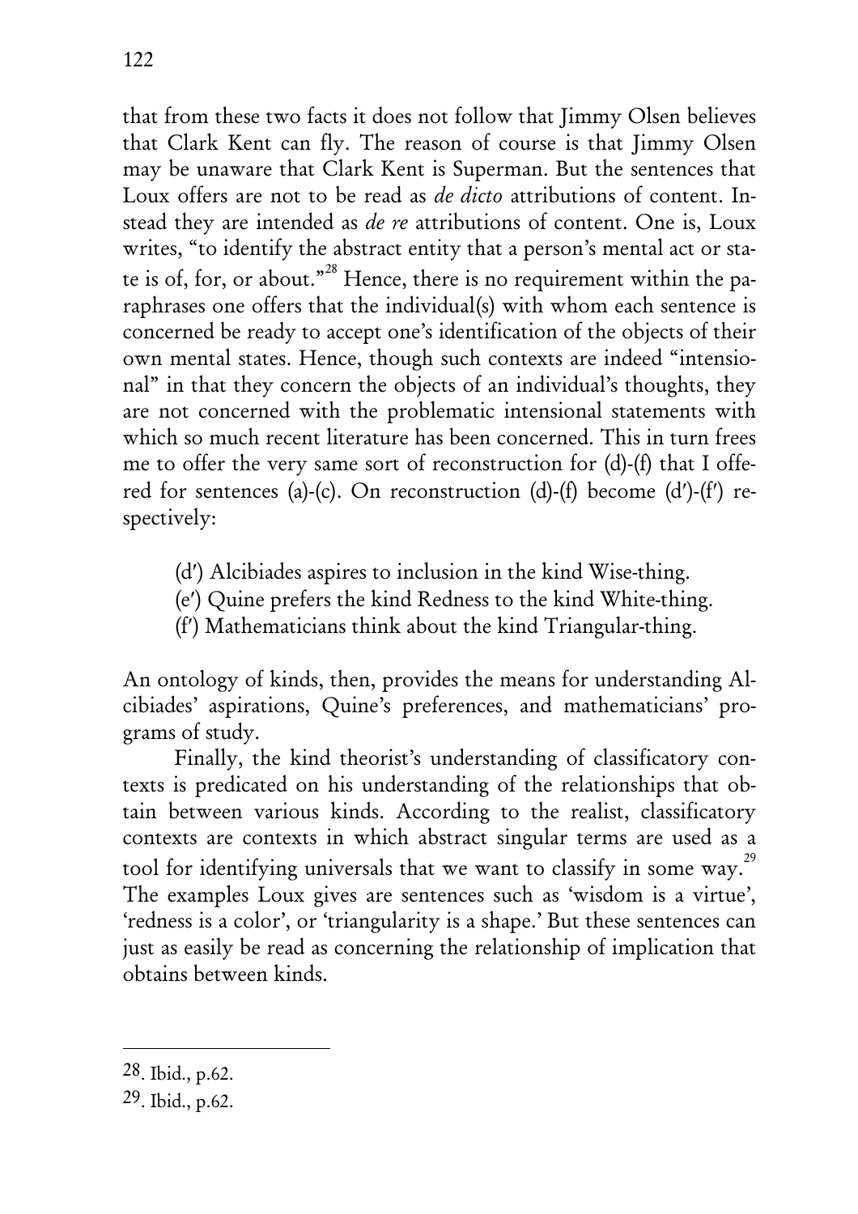that from these two facts it does not follow that Jimmy Olsen believes that Clark Kent can fly. The reason of course is that Jimmy Olsen may be unaware that Clark Kent is Superman. But the sentences that Loux offers are not to be read as *de dicto* attributions of content. Instead they are intended as *de re* attributions of content. One is, Loux writes, "to identify the abstract entity that a person's mental act or state is of, for, or about."[28] Hence, there is no requirement within the paraphrases one offers that the individual(s) with whom each sentence is concerned be ready to accept one's identification of the objects of their own mental states. Hence, though such contexts are indeed "intensional" in that they concern the objects of an individual's thoughts, they are not concerned with the problematic intensional statements with which so much recent literature has been concerned. This in turn frees me to offer the very same sort of reconstruction for (d)-(f) that I offered for sentences (a)-(c). On reconstruction (d)-(f) become (d′)-(f′) respectively:

(d′) Alcibiades aspires to inclusion in the kind Wise-thing.
(e′) Quine prefers the kind Redness to the kind White-thing.
(f′) Mathematicians think about the kind Triangular-thing.

An ontology of kinds, then, provides the means for understanding Alcibiades' aspirations, Quine's preferences, and mathematicians' programs of study.

Finally, the kind theorist's understanding of classificatory contexts is predicated on his understanding of the relationships that obtain between various kinds. According to the realist, classificatory contexts are contexts in which abstract singular terms are used as a tool for identifying universals that we want to classify in some way.[29] The examples Loux gives are sentences such as 'wisdom is a virtue', 'redness is a color', or 'triangularity is a shape.' But these sentences can just as easily be read as concerning the relationship of implication that obtains between kinds.

---

28. Ibid., p.62.

29. Ibid., p.62.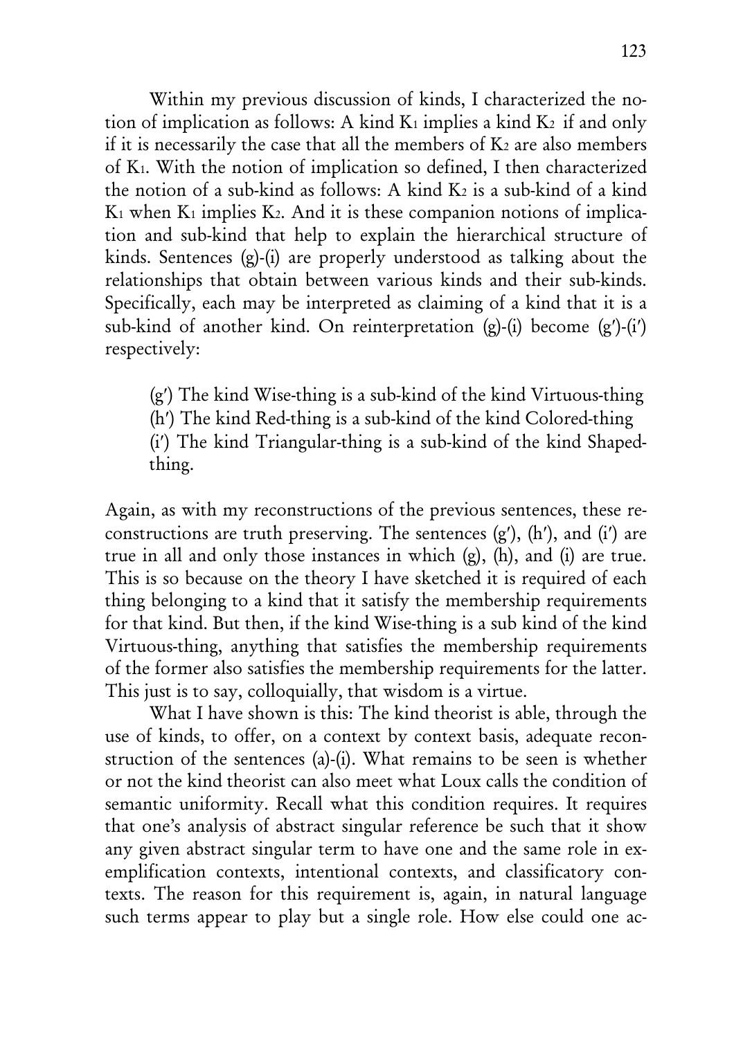Within my previous discussion of kinds, I characterized the notion of implication as follows: A kind $K_1$ implies a kind $K_2$ if and only if it is necessarily the case that all the members of $K_2$ are also members of $K_1$. With the notion of implication so defined, I then characterized the notion of a sub-kind as follows: A kind $K_2$ is a sub-kind of a kind $K_1$ when $K_1$ implies $K_2$. And it is these companion notions of implication and sub-kind that help to explain the hierarchical structure of kinds. Sentences (g)-(i) are properly understood as talking about the relationships that obtain between various kinds and their sub-kinds. Specifically, each may be interpreted as claiming of a kind that it is a sub-kind of another kind. On reinterpretation (g)-(i) become (g′)-(i′) respectively:

> (g′) The kind Wise-thing is a sub-kind of the kind Virtuous-thing
> (h′) The kind Red-thing is a sub-kind of the kind Colored-thing
> (i′) The kind Triangular-thing is a sub-kind of the kind Shaped-thing.

Again, as with my reconstructions of the previous sentences, these reconstructions are truth preserving. The sentences (g′), (h′), and (i′) are true in all and only those instances in which (g), (h), and (i) are true. This is so because on the theory I have sketched it is required of each thing belonging to a kind that it satisfy the membership requirements for that kind. But then, if the kind Wise-thing is a sub kind of the kind Virtuous-thing, anything that satisfies the membership requirements of the former also satisfies the membership requirements for the latter. This just is to say, colloquially, that wisdom is a virtue.

What I have shown is this: The kind theorist is able, through the use of kinds, to offer, on a context by context basis, adequate reconstruction of the sentences (a)-(i). What remains to be seen is whether or not the kind theorist can also meet what Loux calls the condition of semantic uniformity. Recall what this condition requires. It requires that one's analysis of abstract singular reference be such that it show any given abstract singular term to have one and the same role in exemplification contexts, intentional contexts, and classificatory contexts. The reason for this requirement is, again, in natural language such terms appear to play but a single role. How else could one ac-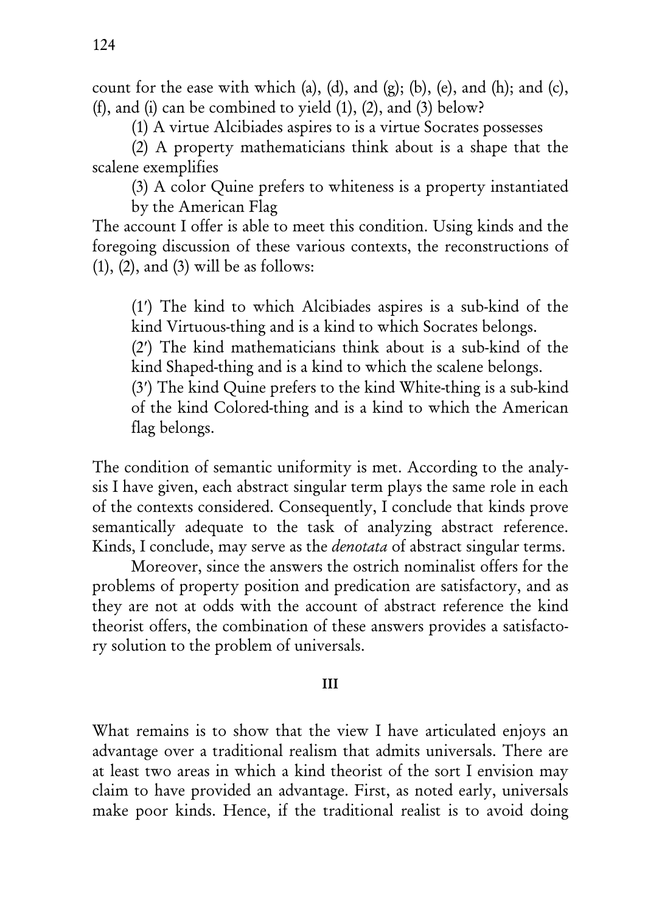count for the ease with which (a), (d), and (g); (b), (e), and (h); and (c), (f), and (i) can be combined to yield (1), (2), and (3) below?

(1) A virtue Alcibiades aspires to is a virtue Socrates possesses

(2) A property mathematicians think about is a shape that the scalene exemplifies

(3) A color Quine prefers to whiteness is a property instantiated by the American Flag

The account I offer is able to meet this condition. Using kinds and the foregoing discussion of these various contexts, the reconstructions of (1), (2), and (3) will be as follows:

> (1′) The kind to which Alcibiades aspires is a sub-kind of the kind Virtuous-thing and is a kind to which Socrates belongs.
>
> (2′) The kind mathematicians think about is a sub-kind of the kind Shaped-thing and is a kind to which the scalene belongs.
>
> (3′) The kind Quine prefers to the kind White-thing is a sub-kind of the kind Colored-thing and is a kind to which the American flag belongs.

The condition of semantic uniformity is met. According to the analysis I have given, each abstract singular term plays the same role in each of the contexts considered. Consequently, I conclude that kinds prove semantically adequate to the task of analyzing abstract reference. Kinds, I conclude, may serve as the *denotata* of abstract singular terms.

Moreover, since the answers the ostrich nominalist offers for the problems of property position and predication are satisfactory, and as they are not at odds with the account of abstract reference the kind theorist offers, the combination of these answers provides a satisfactory solution to the problem of universals.

## III

What remains is to show that the view I have articulated enjoys an advantage over a traditional realism that admits universals. There are at least two areas in which a kind theorist of the sort I envision may claim to have provided an advantage. First, as noted early, universals make poor kinds. Hence, if the traditional realist is to avoid doing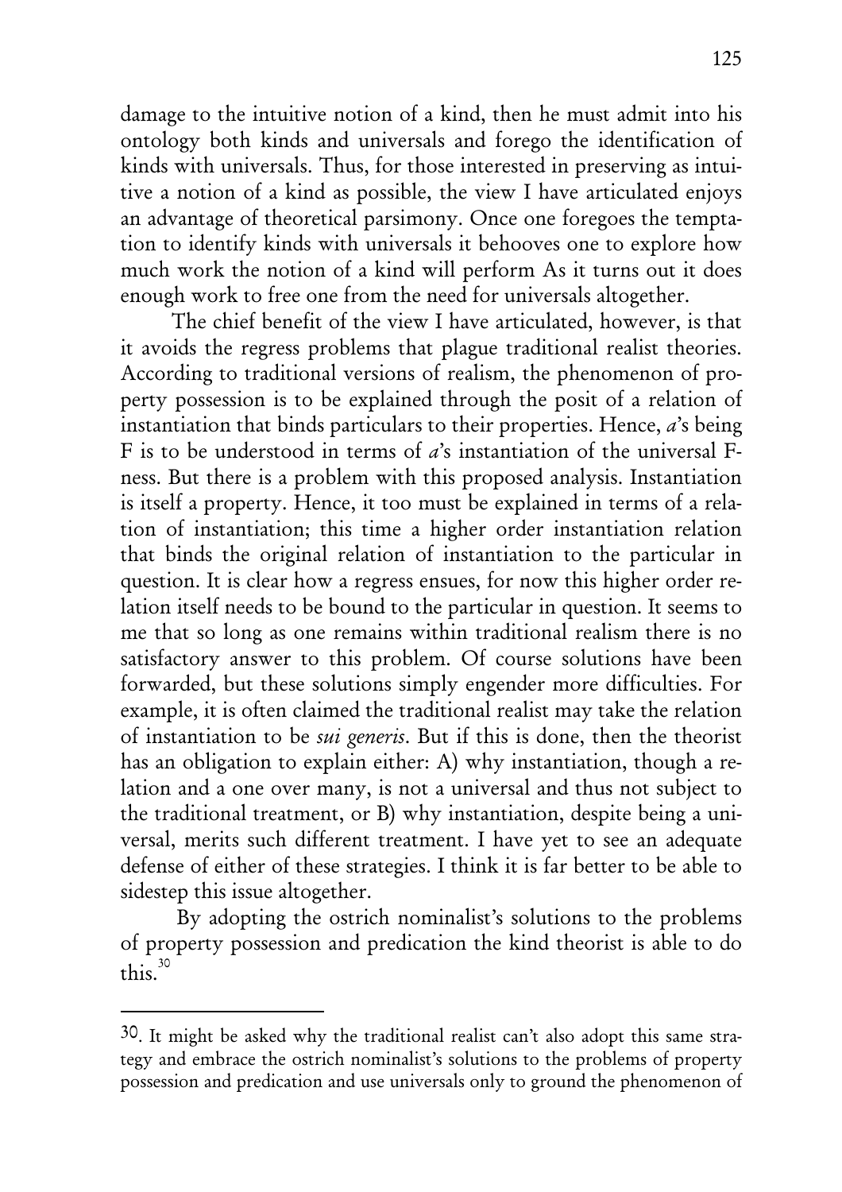damage to the intuitive notion of a kind, then he must admit into his ontology both kinds and universals and forego the identification of kinds with universals. Thus, for those interested in preserving as intuitive a notion of a kind as possible, the view I have articulated enjoys an advantage of theoretical parsimony. Once one foregoes the temptation to identify kinds with universals it behooves one to explore how much work the notion of a kind will perform As it turns out it does enough work to free one from the need for universals altogether.

The chief benefit of the view I have articulated, however, is that it avoids the regress problems that plague traditional realist theories. According to traditional versions of realism, the phenomenon of property possession is to be explained through the posit of a relation of instantiation that binds particulars to their properties. Hence, *a*'s being F is to be understood in terms of *a*'s instantiation of the universal F-ness. But there is a problem with this proposed analysis. Instantiation is itself a property. Hence, it too must be explained in terms of a relation of instantiation; this time a higher order instantiation relation that binds the original relation of instantiation to the particular in question. It is clear how a regress ensues, for now this higher order relation itself needs to be bound to the particular in question. It seems to me that so long as one remains within traditional realism there is no satisfactory answer to this problem. Of course solutions have been forwarded, but these solutions simply engender more difficulties. For example, it is often claimed the traditional realist may take the relation of instantiation to be *sui generis*. But if this is done, then the theorist has an obligation to explain either: A) why instantiation, though a relation and a one over many, is not a universal and thus not subject to the traditional treatment, or B) why instantiation, despite being a universal, merits such different treatment. I have yet to see an adequate defense of either of these strategies. I think it is far better to be able to sidestep this issue altogether.

By adopting the ostrich nominalist's solutions to the problems of property possession and predication the kind theorist is able to do this.[30]

---

30. It might be asked why the traditional realist can't also adopt this same strategy and embrace the ostrich nominalist's solutions to the problems of property possession and predication and use universals only to ground the phenomenon of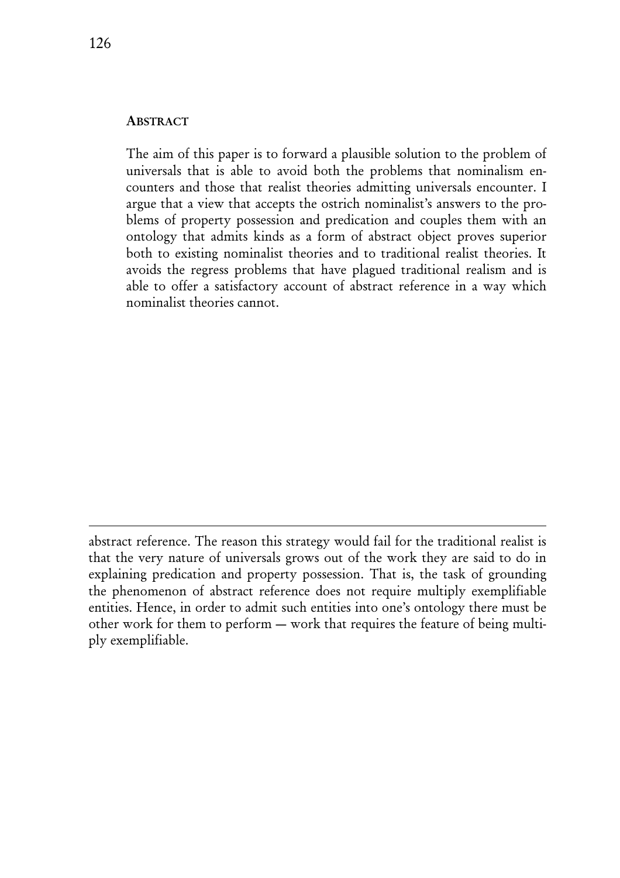## ABSTRACT

The aim of this paper is to forward a plausible solution to the problem of universals that is able to avoid both the problems that nominalism encounters and those that realist theories admitting universals encounter. I argue that a view that accepts the ostrich nominalist's answers to the problems of property possession and predication and couples them with an ontology that admits kinds as a form of abstract object proves superior both to existing nominalist theories and to traditional realist theories. It avoids the regress problems that have plagued traditional realism and is able to offer a satisfactory account of abstract reference in a way which nominalist theories cannot.

---

abstract reference. The reason this strategy would fail for the traditional realist is that the very nature of universals grows out of the work they are said to do in explaining predication and property possession. That is, the task of grounding the phenomenon of abstract reference does not require multiply exemplifiable entities. Hence, in order to admit such entities into one's ontology there must be other work for them to perform — work that requires the feature of being multiply exemplifiable.